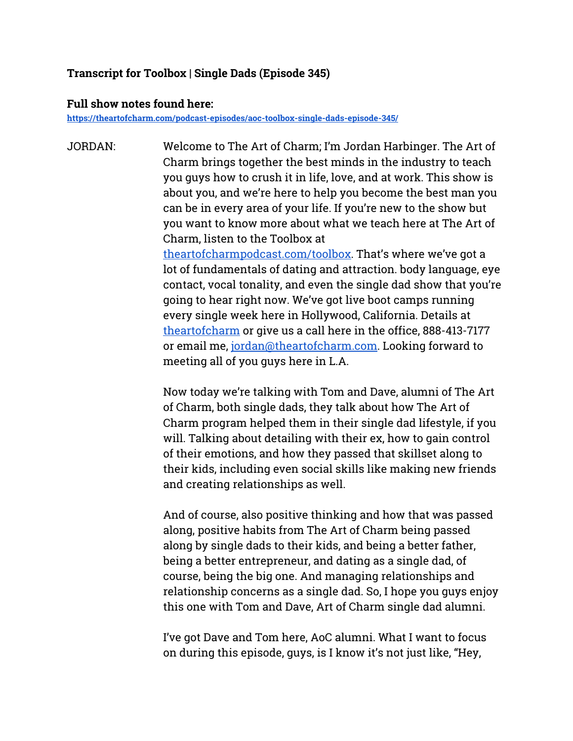**Transcript for Toolbox | Single Dads (Episode 345)**

**Full show notes found here:**
**https://theartofcharm.com/podcast-episodes/aoc-toolbox-single-dads-episode-345/**

JORDAN: Welcome to The Art of Charm; I'm Jordan Harbinger. The Art of Charm brings together the best minds in the industry to teach you guys how to crush it in life, love, and at work. This show is about you, and we're here to help you become the best man you can be in every area of your life. If you're new to the show but you want to know more about what we teach here at The Art of Charm, listen to the Toolbox at theartofcharmpodcast.com/toolbox. That's where we've got a lot of fundamentals of dating and attraction. body language, eye contact, vocal tonality, and even the single dad show that you're going to hear right now. We've got live boot camps running every single week here in Hollywood, California. Details at theartofcharm or give us a call here in the office, 888-413-7177 or email me, jordan@theartofcharm.com. Looking forward to meeting all of you guys here in L.A.

Now today we're talking with Tom and Dave, alumni of The Art of Charm, both single dads, they talk about how The Art of Charm program helped them in their single dad lifestyle, if you will. Talking about detailing with their ex, how to gain control of their emotions, and how they passed that skillset along to their kids, including even social skills like making new friends and creating relationships as well.

And of course, also positive thinking and how that was passed along, positive habits from The Art of Charm being passed along by single dads to their kids, and being a better father, being a better entrepreneur, and dating as a single dad, of course, being the big one. And managing relationships and relationship concerns as a single dad. So, I hope you guys enjoy this one with Tom and Dave, Art of Charm single dad alumni.

I've got Dave and Tom here, AoC alumni. What I want to focus on during this episode, guys, is I know it's not just like, "Hey,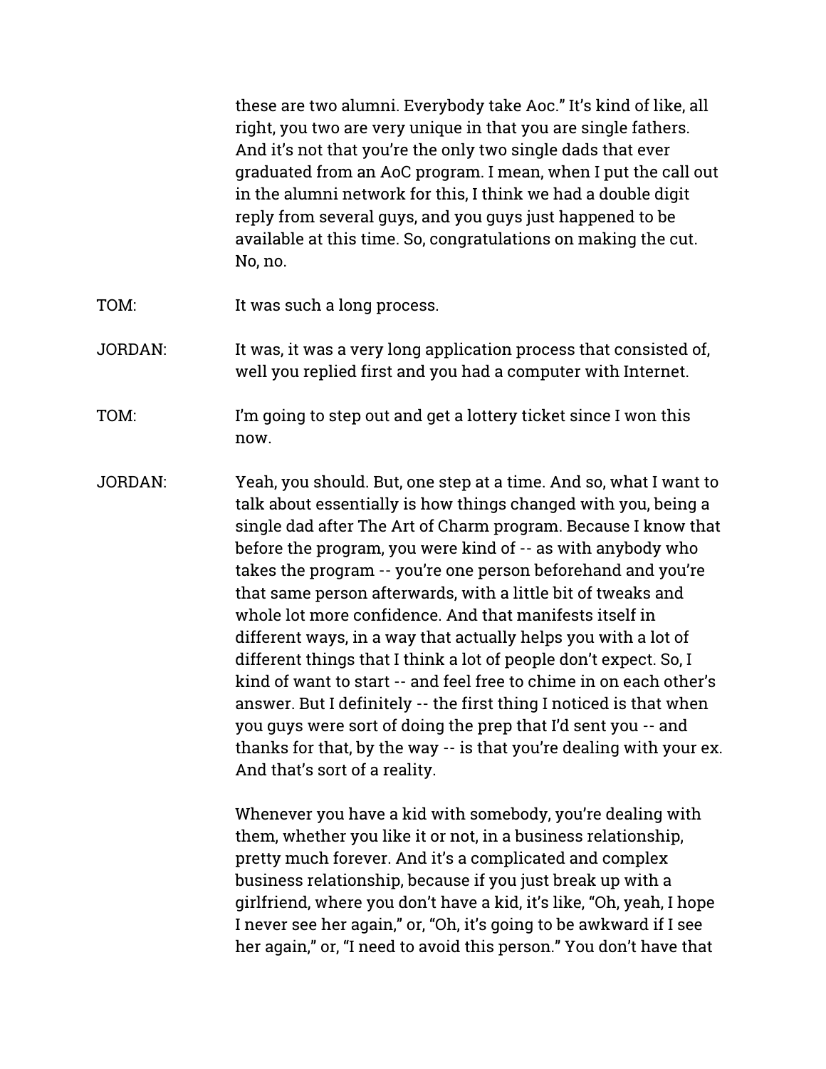these are two alumni. Everybody take Aoc." It's kind of like, all right, you two are very unique in that you are single fathers. And it's not that you're the only two single dads that ever graduated from an AoC program. I mean, when I put the call out in the alumni network for this, I think we had a double digit reply from several guys, and you guys just happened to be available at this time. So, congratulations on making the cut. No, no.

TOM: It was such a long process.

JORDAN: It was, it was a very long application process that consisted of, well you replied first and you had a computer with Internet.

TOM: I'm going to step out and get a lottery ticket since I won this now.

JORDAN: Yeah, you should. But, one step at a time. And so, what I want to talk about essentially is how things changed with you, being a single dad after The Art of Charm program. Because I know that before the program, you were kind of -- as with anybody who takes the program -- you're one person beforehand and you're that same person afterwards, with a little bit of tweaks and whole lot more confidence. And that manifests itself in different ways, in a way that actually helps you with a lot of different things that I think a lot of people don't expect. So, I kind of want to start -- and feel free to chime in on each other's answer. But I definitely -- the first thing I noticed is that when you guys were sort of doing the prep that I'd sent you -- and thanks for that, by the way -- is that you're dealing with your ex. And that's sort of a reality.

Whenever you have a kid with somebody, you're dealing with them, whether you like it or not, in a business relationship, pretty much forever. And it's a complicated and complex business relationship, because if you just break up with a girlfriend, where you don't have a kid, it's like, "Oh, yeah, I hope I never see her again," or, "Oh, it's going to be awkward if I see her again," or, "I need to avoid this person." You don't have that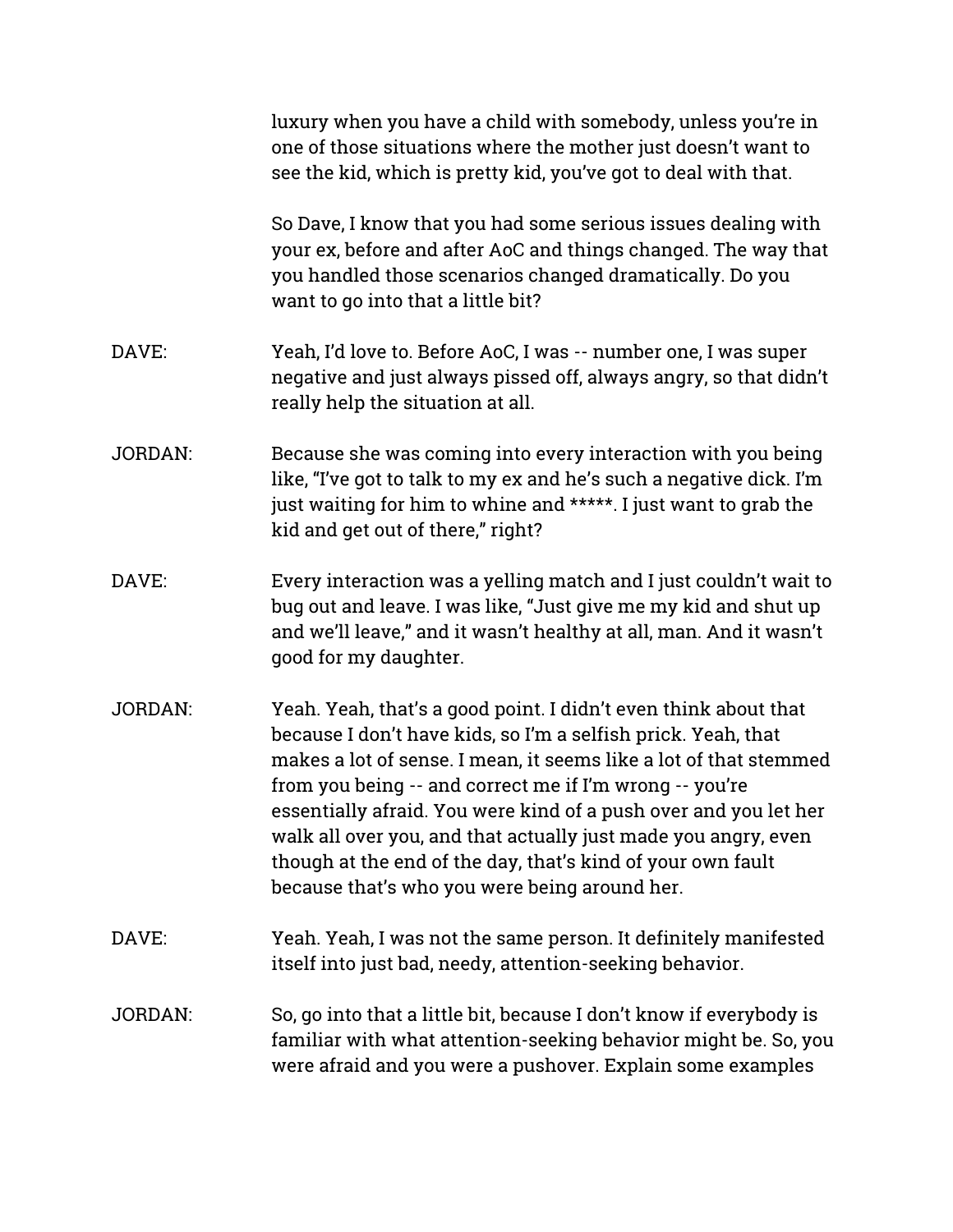luxury when you have a child with somebody, unless you're in one of those situations where the mother just doesn't want to see the kid, which is pretty kid, you've got to deal with that.

So Dave, I know that you had some serious issues dealing with your ex, before and after AoC and things changed. The way that you handled those scenarios changed dramatically. Do you want to go into that a little bit?

DAVE: Yeah, I'd love to. Before AoC, I was -- number one, I was super negative and just always pissed off, always angry, so that didn't really help the situation at all.

JORDAN: Because she was coming into every interaction with you being like, "I've got to talk to my ex and he's such a negative dick. I'm just waiting for him to whine and *****. I just want to grab the kid and get out of there," right?

DAVE: Every interaction was a yelling match and I just couldn't wait to bug out and leave. I was like, "Just give me my kid and shut up and we'll leave," and it wasn't healthy at all, man. And it wasn't good for my daughter.

JORDAN: Yeah. Yeah, that's a good point. I didn't even think about that because I don't have kids, so I'm a selfish prick. Yeah, that makes a lot of sense. I mean, it seems like a lot of that stemmed from you being -- and correct me if I'm wrong -- you're essentially afraid. You were kind of a push over and you let her walk all over you, and that actually just made you angry, even though at the end of the day, that's kind of your own fault because that's who you were being around her.

DAVE: Yeah. Yeah, I was not the same person. It definitely manifested itself into just bad, needy, attention-seeking behavior.

JORDAN: So, go into that a little bit, because I don't know if everybody is familiar with what attention-seeking behavior might be. So, you were afraid and you were a pushover. Explain some examples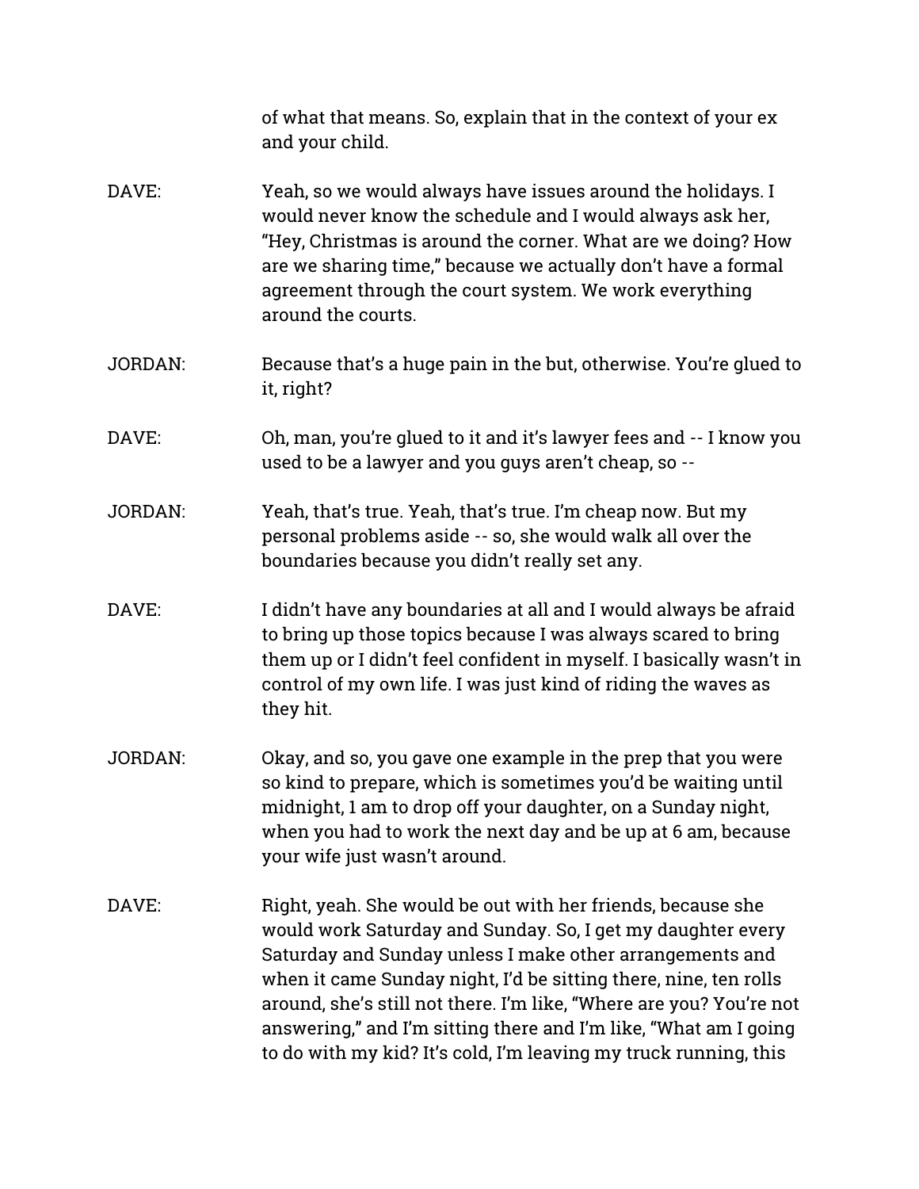of what that means. So, explain that in the context of your ex and your child.

DAVE: Yeah, so we would always have issues around the holidays. I would never know the schedule and I would always ask her, "Hey, Christmas is around the corner. What are we doing? How are we sharing time," because we actually don't have a formal agreement through the court system. We work everything around the courts.

JORDAN: Because that's a huge pain in the but, otherwise. You're glued to it, right?

DAVE: Oh, man, you're glued to it and it's lawyer fees and -- I know you used to be a lawyer and you guys aren't cheap, so --

JORDAN: Yeah, that's true. Yeah, that's true. I'm cheap now. But my personal problems aside -- so, she would walk all over the boundaries because you didn't really set any.

DAVE: I didn't have any boundaries at all and I would always be afraid to bring up those topics because I was always scared to bring them up or I didn't feel confident in myself. I basically wasn't in control of my own life. I was just kind of riding the waves as they hit.

JORDAN: Okay, and so, you gave one example in the prep that you were so kind to prepare, which is sometimes you'd be waiting until midnight, 1 am to drop off your daughter, on a Sunday night, when you had to work the next day and be up at 6 am, because your wife just wasn't around.

DAVE: Right, yeah. She would be out with her friends, because she would work Saturday and Sunday. So, I get my daughter every Saturday and Sunday unless I make other arrangements and when it came Sunday night, I'd be sitting there, nine, ten rolls around, she's still not there. I'm like, "Where are you? You're not answering," and I'm sitting there and I'm like, "What am I going to do with my kid? It's cold, I'm leaving my truck running, this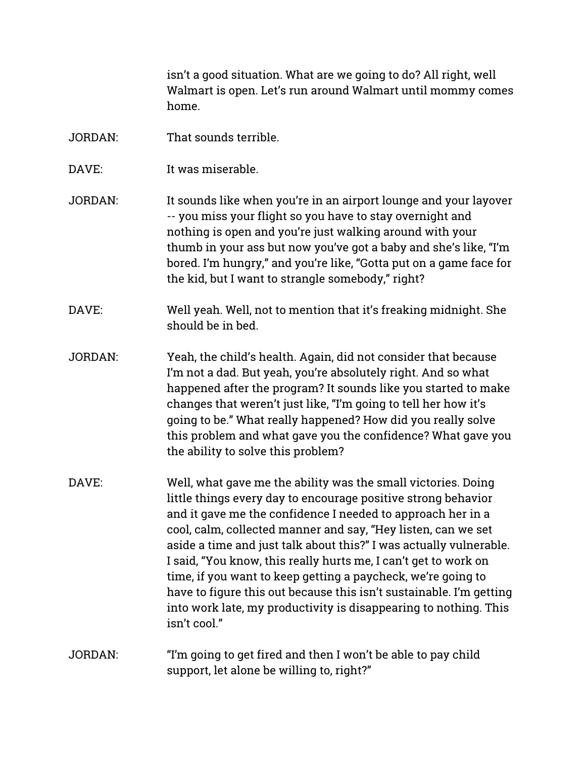isn't a good situation. What are we going to do? All right, well Walmart is open. Let's run around Walmart until mommy comes home.

JORDAN: That sounds terrible.

DAVE: It was miserable.

JORDAN: It sounds like when you're in an airport lounge and your layover -- you miss your flight so you have to stay overnight and nothing is open and you're just walking around with your thumb in your ass but now you've got a baby and she's like, "I'm bored. I'm hungry," and you're like, "Gotta put on a game face for the kid, but I want to strangle somebody," right?

DAVE: Well yeah. Well, not to mention that it's freaking midnight. She should be in bed.

JORDAN: Yeah, the child's health. Again, did not consider that because I'm not a dad. But yeah, you're absolutely right. And so what happened after the program? It sounds like you started to make changes that weren't just like, "I'm going to tell her how it's going to be." What really happened? How did you really solve this problem and what gave you the confidence? What gave you the ability to solve this problem?

DAVE: Well, what gave me the ability was the small victories. Doing little things every day to encourage positive strong behavior and it gave me the confidence I needed to approach her in a cool, calm, collected manner and say, "Hey listen, can we set aside a time and just talk about this?" I was actually vulnerable. I said, "You know, this really hurts me, I can't get to work on time, if you want to keep getting a paycheck, we're going to have to figure this out because this isn't sustainable. I'm getting into work late, my productivity is disappearing to nothing. This isn't cool."

JORDAN: "I'm going to get fired and then I won't be able to pay child support, let alone be willing to, right?"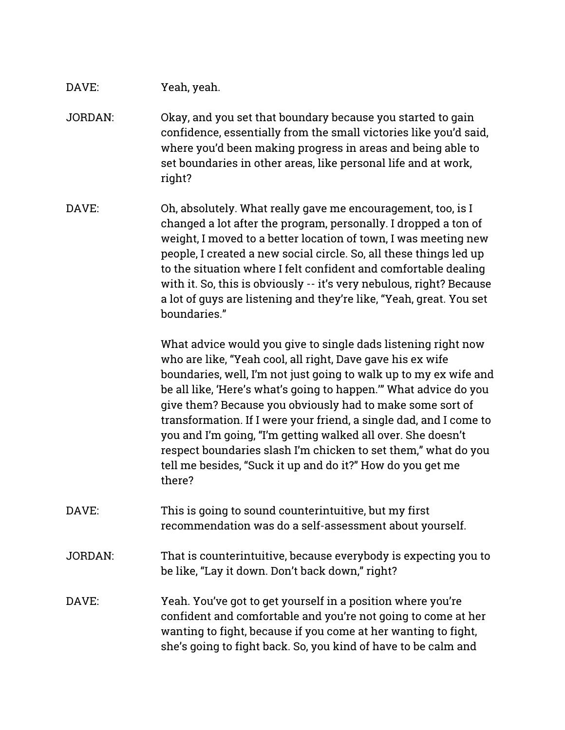DAVE: Yeah, yeah.

JORDAN: Okay, and you set that boundary because you started to gain confidence, essentially from the small victories like you'd said, where you'd been making progress in areas and being able to set boundaries in other areas, like personal life and at work, right?

DAVE: Oh, absolutely. What really gave me encouragement, too, is I changed a lot after the program, personally. I dropped a ton of weight, I moved to a better location of town, I was meeting new people, I created a new social circle. So, all these things led up to the situation where I felt confident and comfortable dealing with it. So, this is obviously -- it's very nebulous, right? Because a lot of guys are listening and they're like, "Yeah, great. You set boundaries."

What advice would you give to single dads listening right now who are like, "Yeah cool, all right, Dave gave his ex wife boundaries, well, I'm not just going to walk up to my ex wife and be all like, 'Here's what's going to happen.'" What advice do you give them? Because you obviously had to make some sort of transformation. If I were your friend, a single dad, and I come to you and I'm going, "I'm getting walked all over. She doesn't respect boundaries slash I'm chicken to set them," what do you tell me besides, "Suck it up and do it?" How do you get me there?

DAVE: This is going to sound counterintuitive, but my first recommendation was do a self-assessment about yourself.

JORDAN: That is counterintuitive, because everybody is expecting you to be like, "Lay it down. Don't back down," right?

DAVE: Yeah. You've got to get yourself in a position where you're confident and comfortable and you're not going to come at her wanting to fight, because if you come at her wanting to fight, she's going to fight back. So, you kind of have to be calm and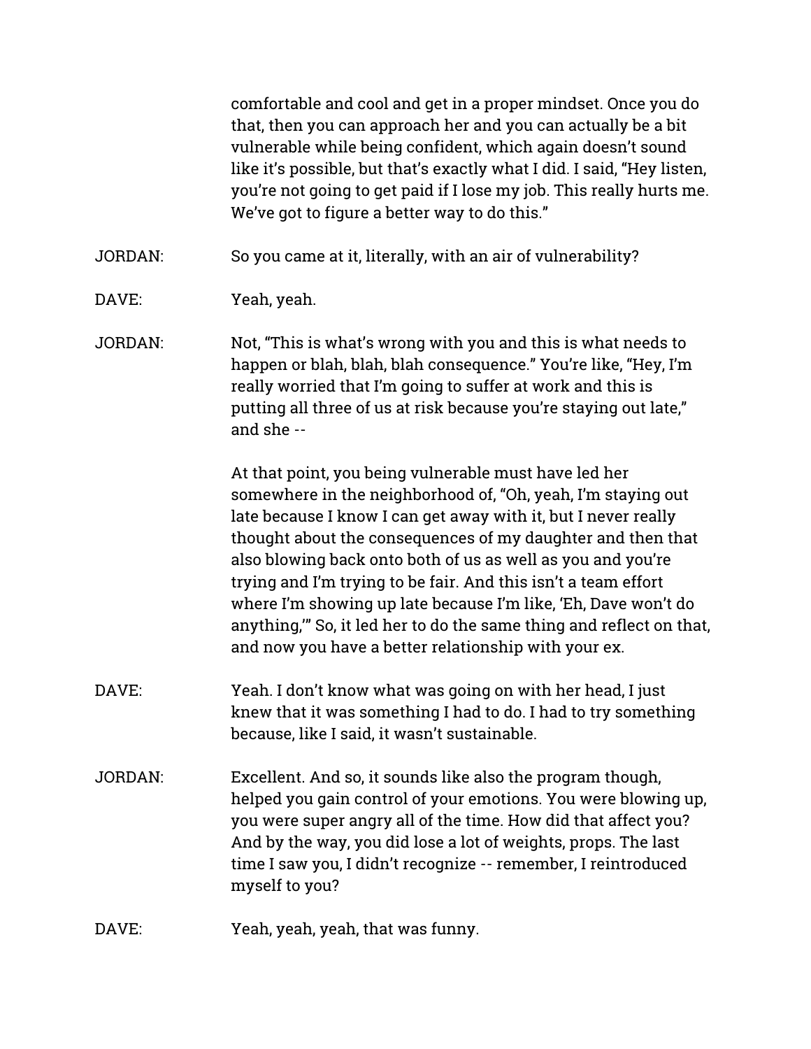comfortable and cool and get in a proper mindset. Once you do that, then you can approach her and you can actually be a bit vulnerable while being confident, which again doesn't sound like it's possible, but that's exactly what I did. I said, "Hey listen, you're not going to get paid if I lose my job. This really hurts me. We've got to figure a better way to do this."

JORDAN: So you came at it, literally, with an air of vulnerability?

DAVE: Yeah, yeah.

JORDAN: Not, "This is what's wrong with you and this is what needs to happen or blah, blah, blah consequence." You're like, "Hey, I'm really worried that I'm going to suffer at work and this is putting all three of us at risk because you're staying out late," and she --

At that point, you being vulnerable must have led her somewhere in the neighborhood of, "Oh, yeah, I'm staying out late because I know I can get away with it, but I never really thought about the consequences of my daughter and then that also blowing back onto both of us as well as you and you're trying and I'm trying to be fair. And this isn't a team effort where I'm showing up late because I'm like, 'Eh, Dave won't do anything,'" So, it led her to do the same thing and reflect on that, and now you have a better relationship with your ex.

DAVE: Yeah. I don't know what was going on with her head, I just knew that it was something I had to do. I had to try something because, like I said, it wasn't sustainable.

JORDAN: Excellent. And so, it sounds like also the program though, helped you gain control of your emotions. You were blowing up, you were super angry all of the time. How did that affect you? And by the way, you did lose a lot of weights, props. The last time I saw you, I didn't recognize -- remember, I reintroduced myself to you?

DAVE: Yeah, yeah, yeah, that was funny.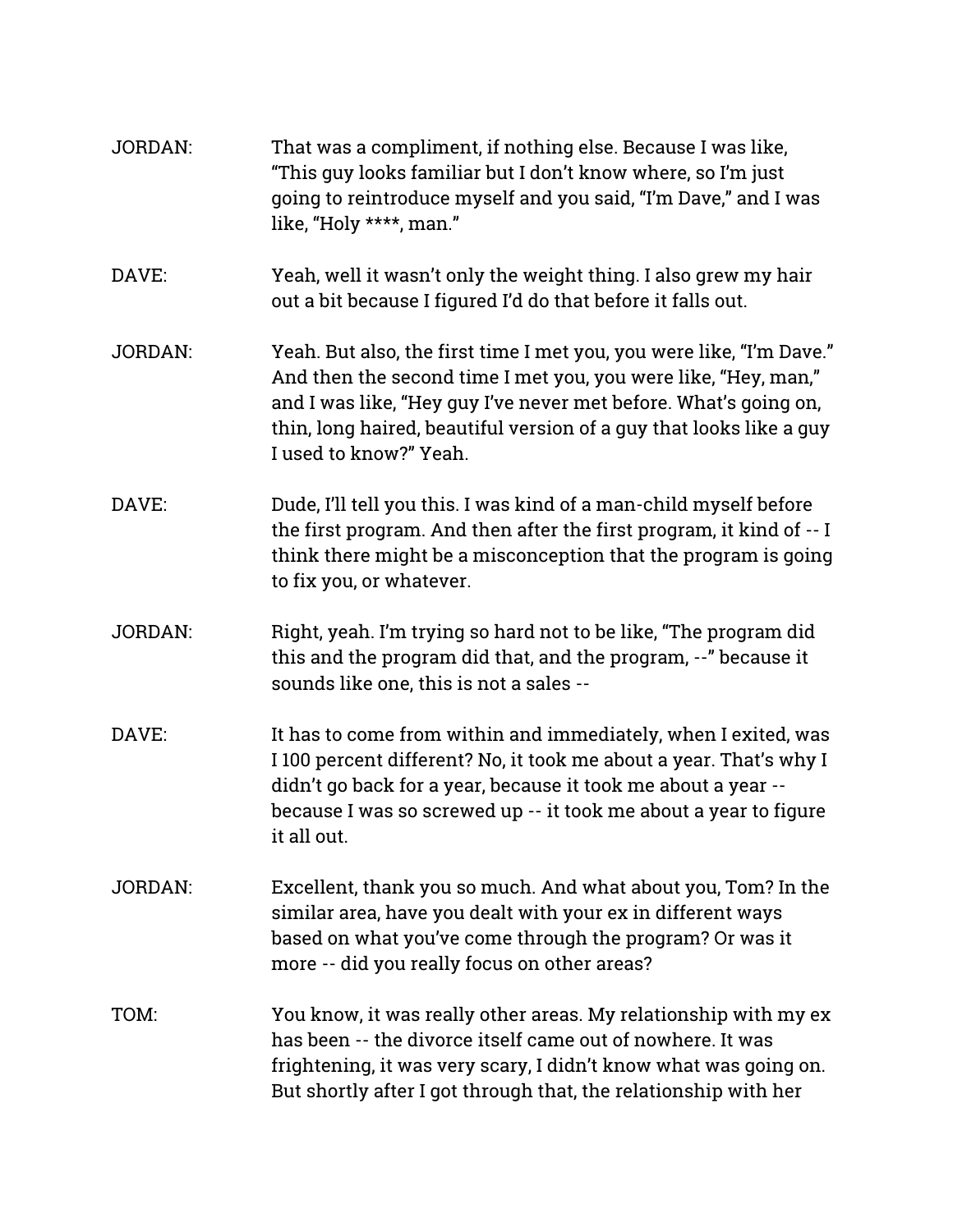JORDAN: That was a compliment, if nothing else. Because I was like, "This guy looks familiar but I don't know where, so I'm just going to reintroduce myself and you said, "I'm Dave," and I was like, "Holy ****, man."

DAVE: Yeah, well it wasn't only the weight thing. I also grew my hair out a bit because I figured I'd do that before it falls out.

JORDAN: Yeah. But also, the first time I met you, you were like, "I'm Dave." And then the second time I met you, you were like, "Hey, man," and I was like, "Hey guy I've never met before. What's going on, thin, long haired, beautiful version of a guy that looks like a guy I used to know?" Yeah.

DAVE: Dude, I'll tell you this. I was kind of a man-child myself before the first program. And then after the first program, it kind of -- I think there might be a misconception that the program is going to fix you, or whatever.

JORDAN: Right, yeah. I'm trying so hard not to be like, "The program did this and the program did that, and the program, --" because it sounds like one, this is not a sales --

DAVE: It has to come from within and immediately, when I exited, was I 100 percent different? No, it took me about a year. That's why I didn't go back for a year, because it took me about a year -- because I was so screwed up -- it took me about a year to figure it all out.

JORDAN: Excellent, thank you so much. And what about you, Tom? In the similar area, have you dealt with your ex in different ways based on what you've come through the program? Or was it more -- did you really focus on other areas?

TOM: You know, it was really other areas. My relationship with my ex has been -- the divorce itself came out of nowhere. It was frightening, it was very scary, I didn't know what was going on. But shortly after I got through that, the relationship with her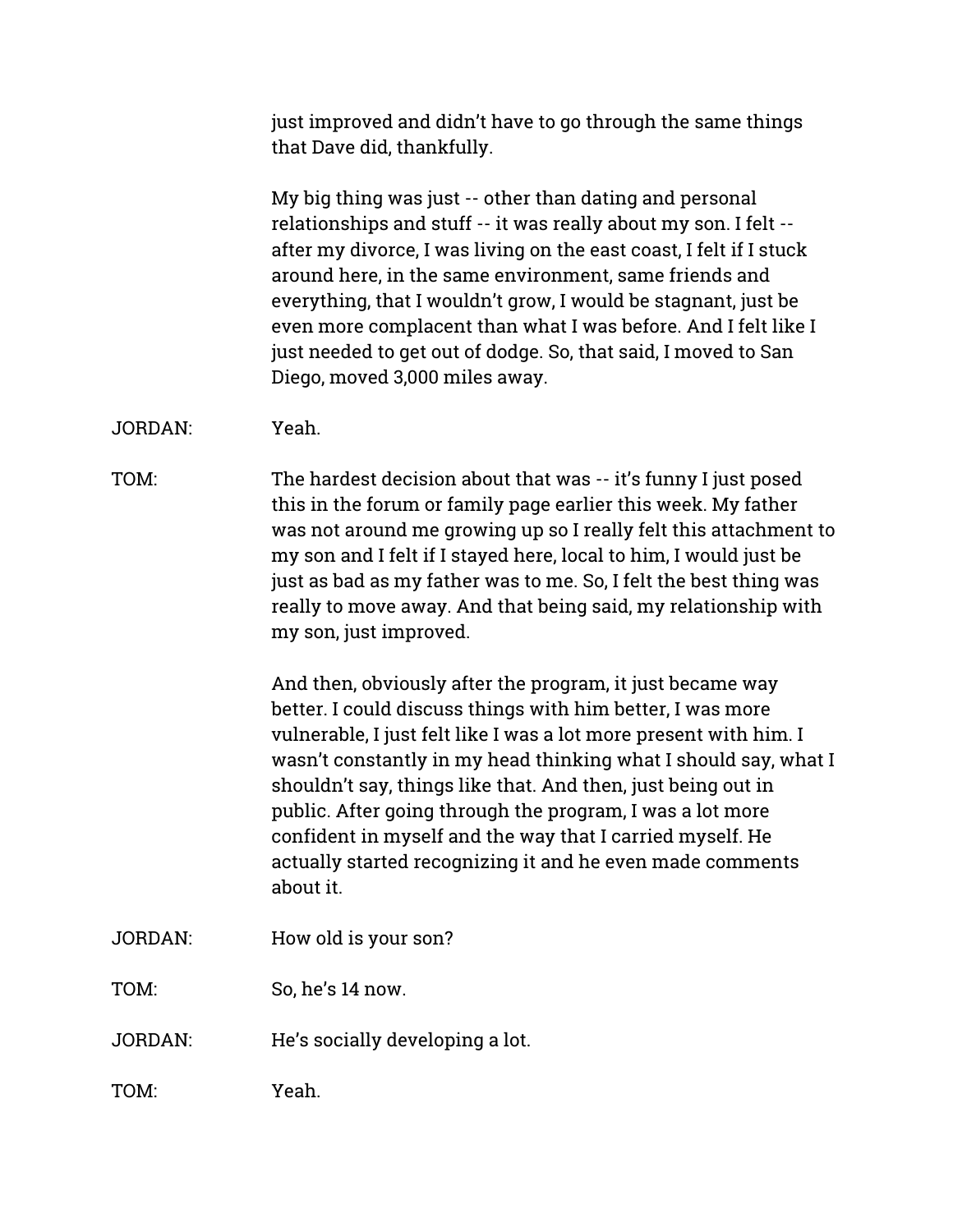just improved and didn't have to go through the same things that Dave did, thankfully.

My big thing was just -- other than dating and personal relationships and stuff -- it was really about my son. I felt -- after my divorce, I was living on the east coast, I felt if I stuck around here, in the same environment, same friends and everything, that I wouldn't grow, I would be stagnant, just be even more complacent than what I was before. And I felt like I just needed to get out of dodge. So, that said, I moved to San Diego, moved 3,000 miles away.

JORDAN: Yeah.

TOM: The hardest decision about that was -- it's funny I just posed this in the forum or family page earlier this week. My father was not around me growing up so I really felt this attachment to my son and I felt if I stayed here, local to him, I would just be just as bad as my father was to me. So, I felt the best thing was really to move away. And that being said, my relationship with my son, just improved.

And then, obviously after the program, it just became way better. I could discuss things with him better, I was more vulnerable, I just felt like I was a lot more present with him. I wasn't constantly in my head thinking what I should say, what I shouldn't say, things like that. And then, just being out in public. After going through the program, I was a lot more confident in myself and the way that I carried myself. He actually started recognizing it and he even made comments about it.

JORDAN: How old is your son?

TOM: So, he's 14 now.

JORDAN: He's socially developing a lot.

TOM: Yeah.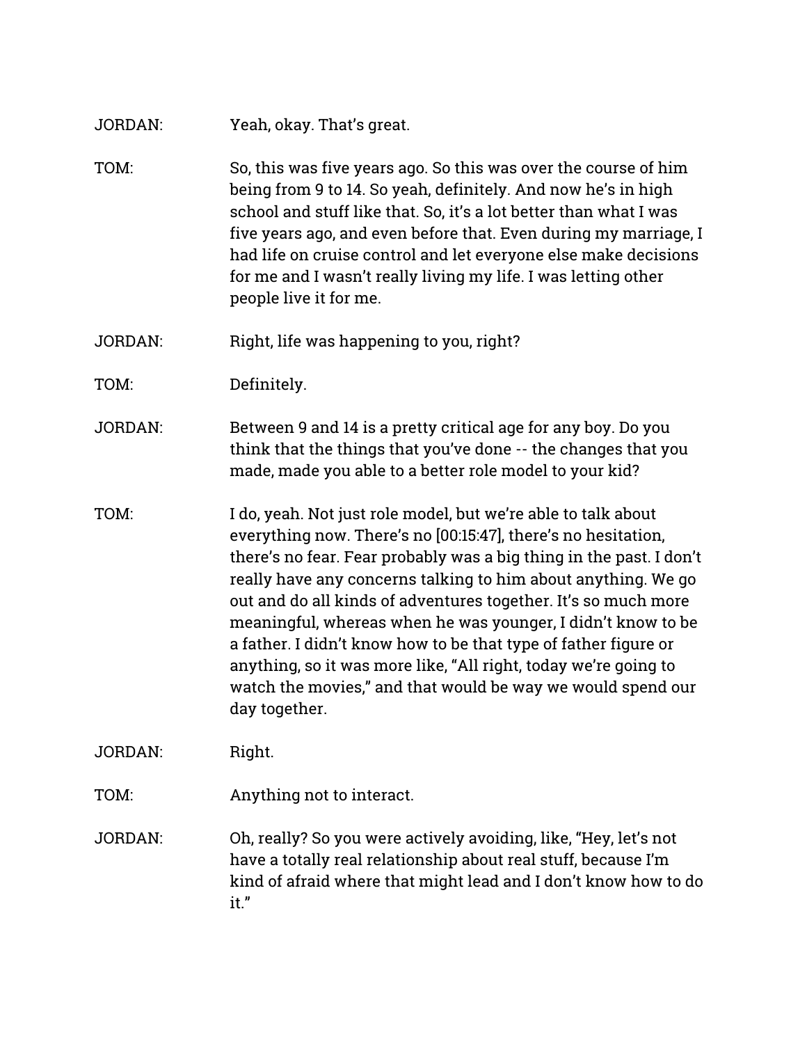JORDAN: Yeah, okay. That's great.

TOM: So, this was five years ago. So this was over the course of him being from 9 to 14. So yeah, definitely. And now he's in high school and stuff like that. So, it's a lot better than what I was five years ago, and even before that. Even during my marriage, I had life on cruise control and let everyone else make decisions for me and I wasn't really living my life. I was letting other people live it for me.

JORDAN: Right, life was happening to you, right?

TOM: Definitely.

JORDAN: Between 9 and 14 is a pretty critical age for any boy. Do you think that the things that you've done -- the changes that you made, made you able to a better role model to your kid?

TOM: I do, yeah. Not just role model, but we're able to talk about everything now. There's no [00:15:47], there's no hesitation, there's no fear. Fear probably was a big thing in the past. I don't really have any concerns talking to him about anything. We go out and do all kinds of adventures together. It's so much more meaningful, whereas when he was younger, I didn't know to be a father. I didn't know how to be that type of father figure or anything, so it was more like, "All right, today we're going to watch the movies," and that would be way we would spend our day together.

JORDAN: Right.

TOM: Anything not to interact.

JORDAN: Oh, really? So you were actively avoiding, like, "Hey, let's not have a totally real relationship about real stuff, because I'm kind of afraid where that might lead and I don't know how to do it."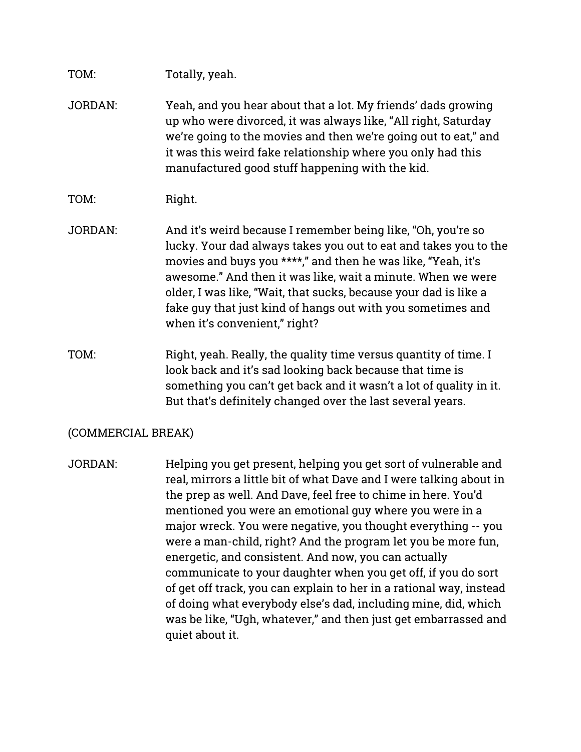TOM: Totally, yeah.

JORDAN: Yeah, and you hear about that a lot. My friends' dads growing up who were divorced, it was always like, "All right, Saturday we're going to the movies and then we're going out to eat," and it was this weird fake relationship where you only had this manufactured good stuff happening with the kid.

TOM: Right.

JORDAN: And it's weird because I remember being like, "Oh, you're so lucky. Your dad always takes you out to eat and takes you to the movies and buys you ****," and then he was like, "Yeah, it's awesome." And then it was like, wait a minute. When we were older, I was like, "Wait, that sucks, because your dad is like a fake guy that just kind of hangs out with you sometimes and when it's convenient," right?

TOM: Right, yeah. Really, the quality time versus quantity of time. I look back and it's sad looking back because that time is something you can't get back and it wasn't a lot of quality in it. But that's definitely changed over the last several years.

(COMMERCIAL BREAK)

JORDAN: Helping you get present, helping you get sort of vulnerable and real, mirrors a little bit of what Dave and I were talking about in the prep as well. And Dave, feel free to chime in here. You'd mentioned you were an emotional guy where you were in a major wreck. You were negative, you thought everything -- you were a man-child, right? And the program let you be more fun, energetic, and consistent. And now, you can actually communicate to your daughter when you get off, if you do sort of get off track, you can explain to her in a rational way, instead of doing what everybody else's dad, including mine, did, which was be like, "Ugh, whatever," and then just get embarrassed and quiet about it.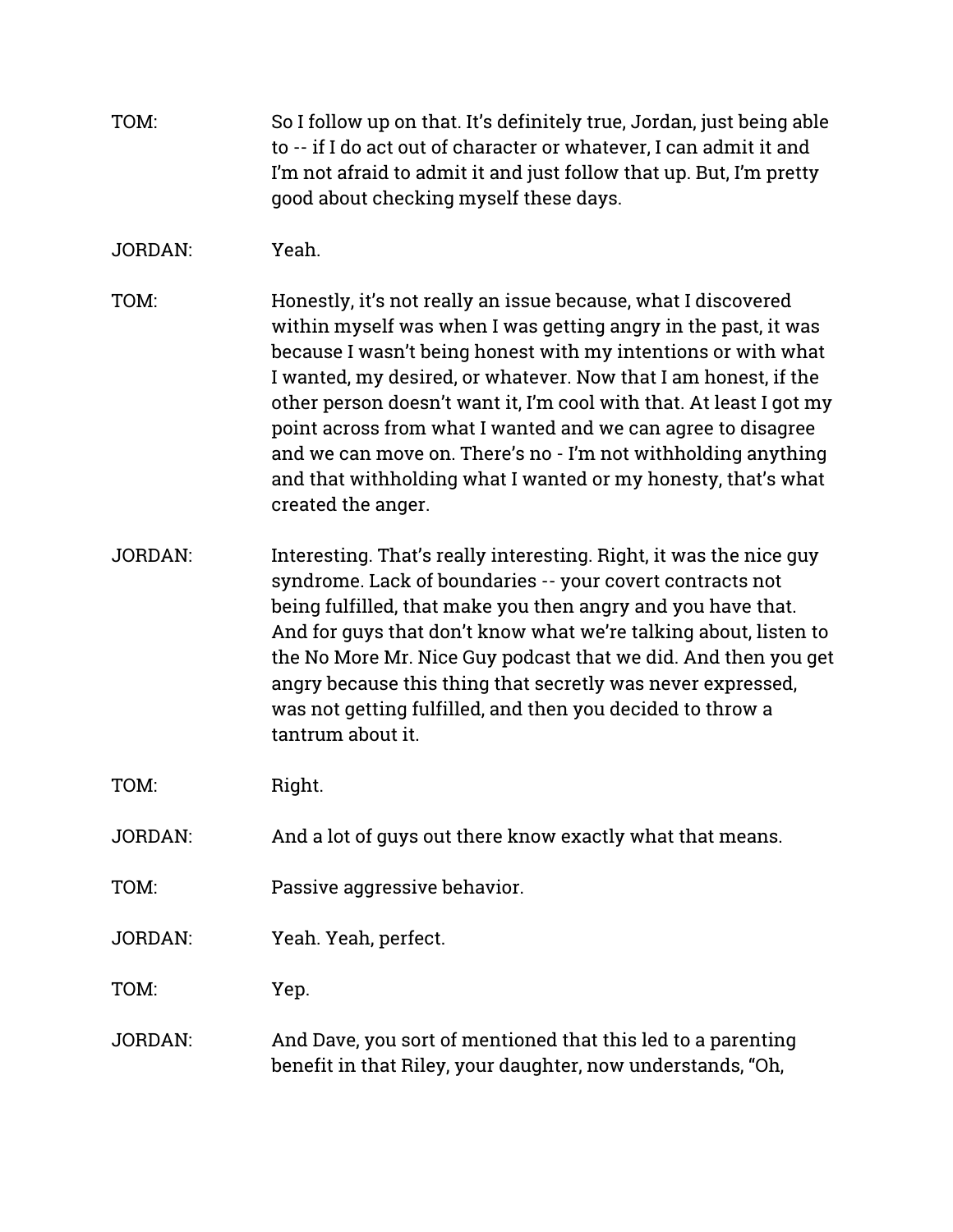TOM: So I follow up on that. It's definitely true, Jordan, just being able to -- if I do act out of character or whatever, I can admit it and I'm not afraid to admit it and just follow that up. But, I'm pretty good about checking myself these days.

JORDAN: Yeah.

TOM: Honestly, it's not really an issue because, what I discovered within myself was when I was getting angry in the past, it was because I wasn't being honest with my intentions or with what I wanted, my desired, or whatever. Now that I am honest, if the other person doesn't want it, I'm cool with that. At least I got my point across from what I wanted and we can agree to disagree and we can move on. There's no - I'm not withholding anything and that withholding what I wanted or my honesty, that's what created the anger.

JORDAN: Interesting. That's really interesting. Right, it was the nice guy syndrome. Lack of boundaries -- your covert contracts not being fulfilled, that make you then angry and you have that. And for guys that don't know what we're talking about, listen to the No More Mr. Nice Guy podcast that we did. And then you get angry because this thing that secretly was never expressed, was not getting fulfilled, and then you decided to throw a tantrum about it.

TOM: Right.

JORDAN: And a lot of guys out there know exactly what that means.

TOM: Passive aggressive behavior.

JORDAN: Yeah. Yeah, perfect.

TOM: Yep.

JORDAN: And Dave, you sort of mentioned that this led to a parenting benefit in that Riley, your daughter, now understands, "Oh,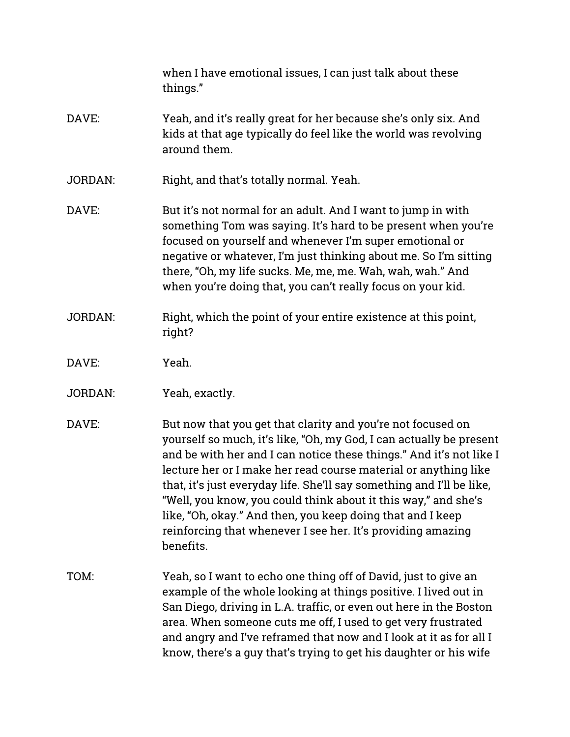when I have emotional issues, I can just talk about these things."

DAVE: Yeah, and it's really great for her because she's only six. And kids at that age typically do feel like the world was revolving around them.

JORDAN: Right, and that's totally normal. Yeah.

DAVE: But it's not normal for an adult. And I want to jump in with something Tom was saying. It's hard to be present when you're focused on yourself and whenever I'm super emotional or negative or whatever, I'm just thinking about me. So I'm sitting there, "Oh, my life sucks. Me, me, me. Wah, wah, wah." And when you're doing that, you can't really focus on your kid.

JORDAN: Right, which the point of your entire existence at this point, right?

DAVE: Yeah.

JORDAN: Yeah, exactly.

DAVE: But now that you get that clarity and you're not focused on yourself so much, it's like, "Oh, my God, I can actually be present and be with her and I can notice these things." And it's not like I lecture her or I make her read course material or anything like that, it's just everyday life. She'll say something and I'll be like, "Well, you know, you could think about it this way," and she's like, "Oh, okay." And then, you keep doing that and I keep reinforcing that whenever I see her. It's providing amazing benefits.

TOM: Yeah, so I want to echo one thing off of David, just to give an example of the whole looking at things positive. I lived out in San Diego, driving in L.A. traffic, or even out here in the Boston area. When someone cuts me off, I used to get very frustrated and angry and I've reframed that now and I look at it as for all I know, there's a guy that's trying to get his daughter or his wife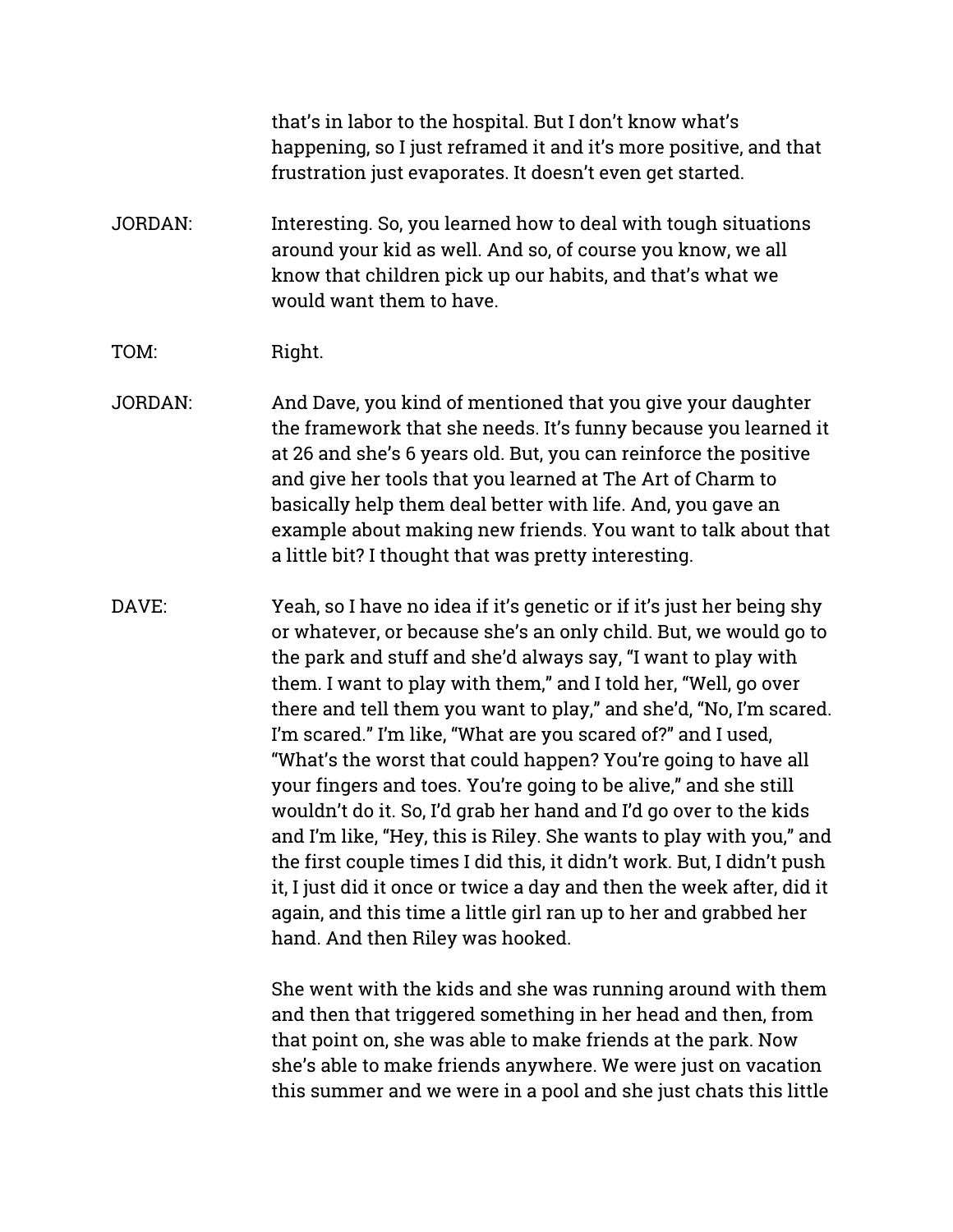that's in labor to the hospital. But I don't know what's happening, so I just reframed it and it's more positive, and that frustration just evaporates. It doesn't even get started.

JORDAN: Interesting. So, you learned how to deal with tough situations around your kid as well. And so, of course you know, we all know that children pick up our habits, and that's what we would want them to have.

TOM: Right.

JORDAN: And Dave, you kind of mentioned that you give your daughter the framework that she needs. It's funny because you learned it at 26 and she's 6 years old. But, you can reinforce the positive and give her tools that you learned at The Art of Charm to basically help them deal better with life. And, you gave an example about making new friends. You want to talk about that a little bit? I thought that was pretty interesting.

DAVE: Yeah, so I have no idea if it's genetic or if it's just her being shy or whatever, or because she's an only child. But, we would go to the park and stuff and she'd always say, "I want to play with them. I want to play with them," and I told her, "Well, go over there and tell them you want to play," and she'd, "No, I'm scared. I'm scared." I'm like, "What are you scared of?" and I used, "What's the worst that could happen? You're going to have all your fingers and toes. You're going to be alive," and she still wouldn't do it. So, I'd grab her hand and I'd go over to the kids and I'm like, "Hey, this is Riley. She wants to play with you," and the first couple times I did this, it didn't work. But, I didn't push it, I just did it once or twice a day and then the week after, did it again, and this time a little girl ran up to her and grabbed her hand. And then Riley was hooked.

She went with the kids and she was running around with them and then that triggered something in her head and then, from that point on, she was able to make friends at the park. Now she's able to make friends anywhere. We were just on vacation this summer and we were in a pool and she just chats this little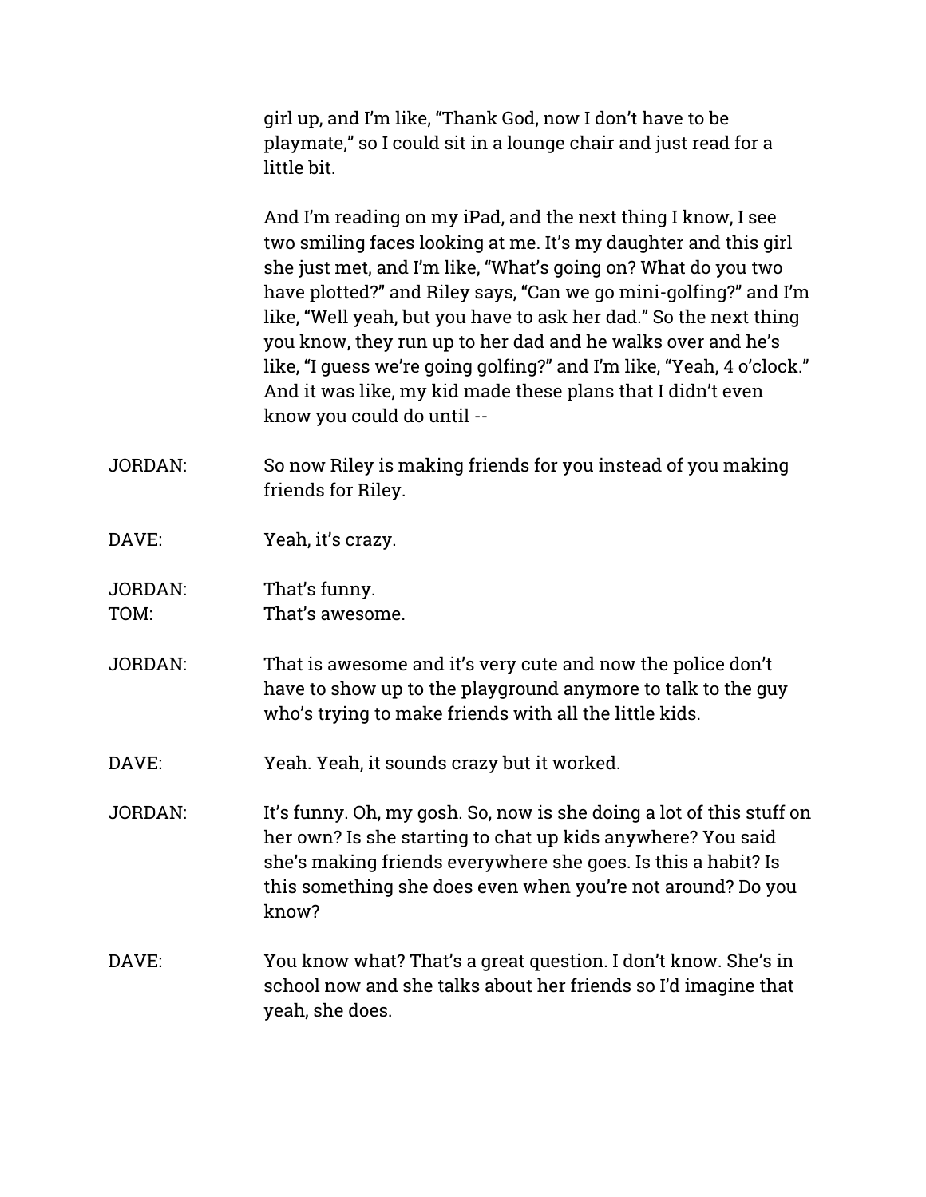girl up, and I'm like, "Thank God, now I don't have to be playmate," so I could sit in a lounge chair and just read for a little bit.

And I'm reading on my iPad, and the next thing I know, I see two smiling faces looking at me. It's my daughter and this girl she just met, and I'm like, "What's going on? What do you two have plotted?" and Riley says, "Can we go mini-golfing?" and I'm like, "Well yeah, but you have to ask her dad." So the next thing you know, they run up to her dad and he walks over and he's like, "I guess we're going golfing?" and I'm like, "Yeah, 4 o'clock." And it was like, my kid made these plans that I didn't even know you could do until --

JORDAN: So now Riley is making friends for you instead of you making friends for Riley.

DAVE: Yeah, it's crazy.

JORDAN: That's funny.
TOM: That's awesome.

JORDAN: That is awesome and it's very cute and now the police don't have to show up to the playground anymore to talk to the guy who's trying to make friends with all the little kids.

DAVE: Yeah. Yeah, it sounds crazy but it worked.

JORDAN: It's funny. Oh, my gosh. So, now is she doing a lot of this stuff on her own? Is she starting to chat up kids anywhere? You said she's making friends everywhere she goes. Is this a habit? Is this something she does even when you're not around? Do you know?

DAVE: You know what? That's a great question. I don't know. She's in school now and she talks about her friends so I'd imagine that yeah, she does.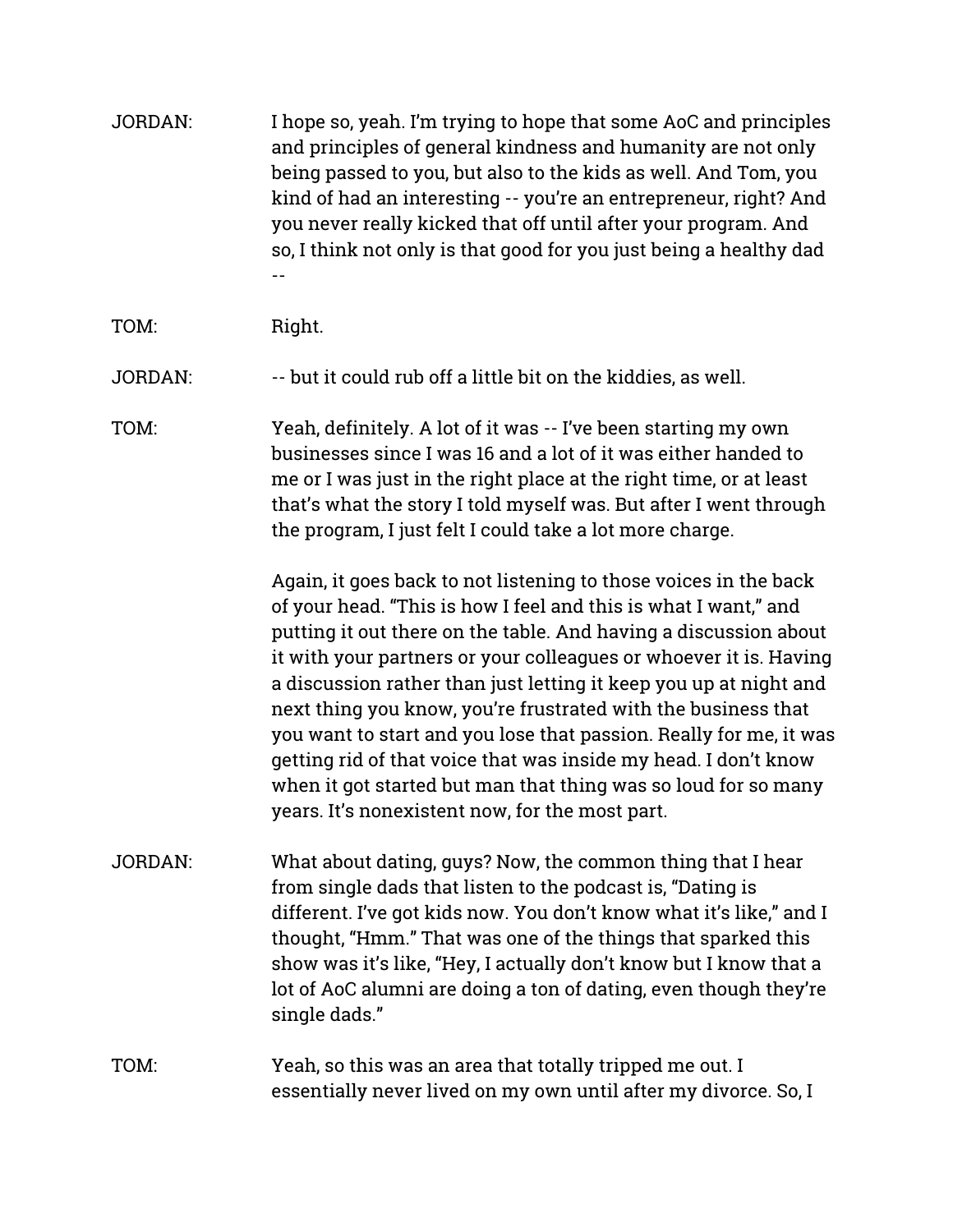JORDAN: I hope so, yeah. I'm trying to hope that some AoC and principles and principles of general kindness and humanity are not only being passed to you, but also to the kids as well. And Tom, you kind of had an interesting -- you're an entrepreneur, right? And you never really kicked that off until after your program. And so, I think not only is that good for you just being a healthy dad --

TOM: Right.

JORDAN: -- but it could rub off a little bit on the kiddies, as well.

TOM: Yeah, definitely. A lot of it was -- I've been starting my own businesses since I was 16 and a lot of it was either handed to me or I was just in the right place at the right time, or at least that's what the story I told myself was. But after I went through the program, I just felt I could take a lot more charge.

Again, it goes back to not listening to those voices in the back of your head. "This is how I feel and this is what I want," and putting it out there on the table. And having a discussion about it with your partners or your colleagues or whoever it is. Having a discussion rather than just letting it keep you up at night and next thing you know, you're frustrated with the business that you want to start and you lose that passion. Really for me, it was getting rid of that voice that was inside my head. I don't know when it got started but man that thing was so loud for so many years. It's nonexistent now, for the most part.

JORDAN: What about dating, guys? Now, the common thing that I hear from single dads that listen to the podcast is, "Dating is different. I've got kids now. You don't know what it's like," and I thought, "Hmm." That was one of the things that sparked this show was it's like, "Hey, I actually don't know but I know that a lot of AoC alumni are doing a ton of dating, even though they're single dads."

TOM: Yeah, so this was an area that totally tripped me out. I essentially never lived on my own until after my divorce. So, I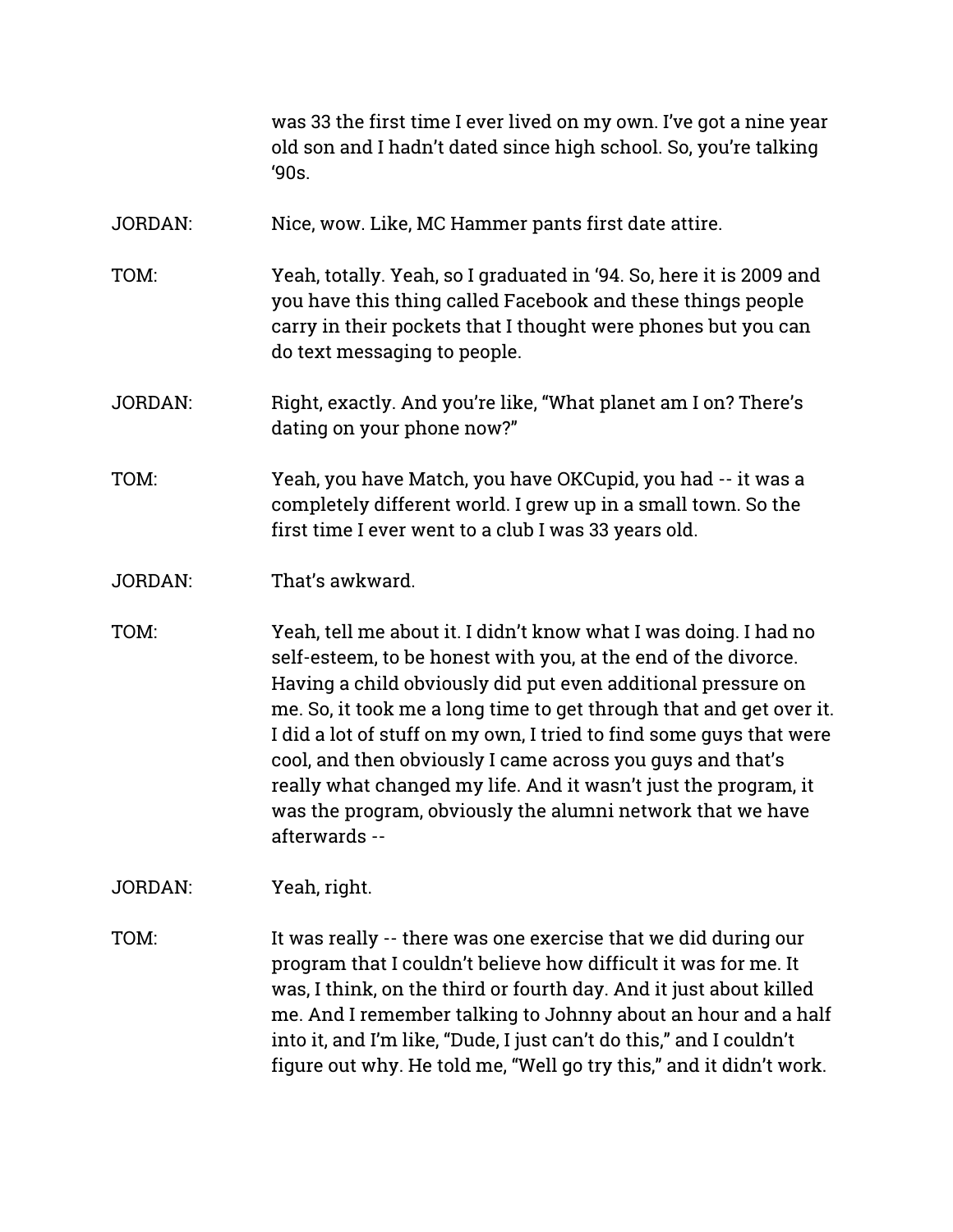was 33 the first time I ever lived on my own. I've got a nine year old son and I hadn't dated since high school. So, you're talking '90s.

JORDAN: Nice, wow. Like, MC Hammer pants first date attire.

TOM: Yeah, totally. Yeah, so I graduated in '94. So, here it is 2009 and you have this thing called Facebook and these things people carry in their pockets that I thought were phones but you can do text messaging to people.

JORDAN: Right, exactly. And you're like, "What planet am I on? There's dating on your phone now?"

TOM: Yeah, you have Match, you have OKCupid, you had -- it was a completely different world. I grew up in a small town. So the first time I ever went to a club I was 33 years old.

JORDAN: That's awkward.

TOM: Yeah, tell me about it. I didn't know what I was doing. I had no self-esteem, to be honest with you, at the end of the divorce. Having a child obviously did put even additional pressure on me. So, it took me a long time to get through that and get over it. I did a lot of stuff on my own, I tried to find some guys that were cool, and then obviously I came across you guys and that's really what changed my life. And it wasn't just the program, it was the program, obviously the alumni network that we have afterwards --

JORDAN: Yeah, right.

TOM: It was really -- there was one exercise that we did during our program that I couldn't believe how difficult it was for me. It was, I think, on the third or fourth day. And it just about killed me. And I remember talking to Johnny about an hour and a half into it, and I'm like, "Dude, I just can't do this," and I couldn't figure out why. He told me, "Well go try this," and it didn't work.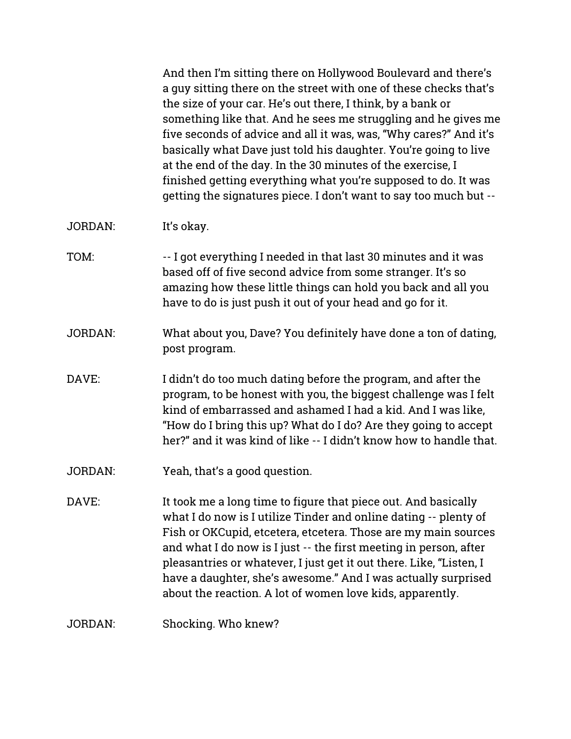And then I'm sitting there on Hollywood Boulevard and there's a guy sitting there on the street with one of these checks that's the size of your car. He's out there, I think, by a bank or something like that. And he sees me struggling and he gives me five seconds of advice and all it was, was, "Why cares?" And it's basically what Dave just told his daughter. You're going to live at the end of the day. In the 30 minutes of the exercise, I finished getting everything what you're supposed to do. It was getting the signatures piece. I don't want to say too much but --

JORDAN: It's okay.

TOM: -- I got everything I needed in that last 30 minutes and it was based off of five second advice from some stranger. It's so amazing how these little things can hold you back and all you have to do is just push it out of your head and go for it.

JORDAN: What about you, Dave? You definitely have done a ton of dating, post program.

DAVE: I didn't do too much dating before the program, and after the program, to be honest with you, the biggest challenge was I felt kind of embarrassed and ashamed I had a kid. And I was like, "How do I bring this up? What do I do? Are they going to accept her?" and it was kind of like -- I didn't know how to handle that.

JORDAN: Yeah, that's a good question.

DAVE: It took me a long time to figure that piece out. And basically what I do now is I utilize Tinder and online dating -- plenty of Fish or OKCupid, etcetera, etcetera. Those are my main sources and what I do now is I just -- the first meeting in person, after pleasantries or whatever, I just get it out there. Like, "Listen, I have a daughter, she's awesome." And I was actually surprised about the reaction. A lot of women love kids, apparently.

JORDAN: Shocking. Who knew?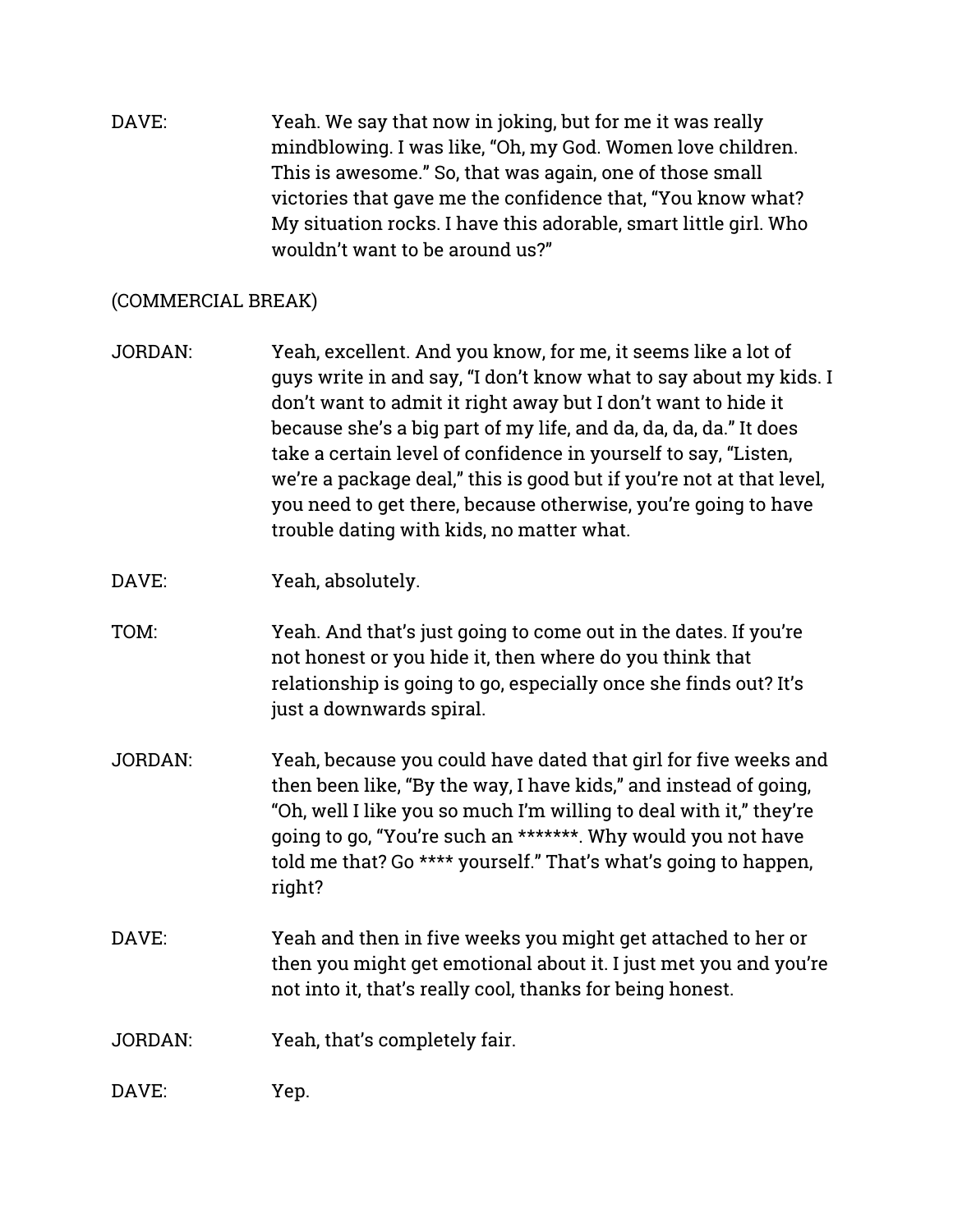DAVE: Yeah. We say that now in joking, but for me it was really mindblowing. I was like, "Oh, my God. Women love children. This is awesome." So, that was again, one of those small victories that gave me the confidence that, "You know what? My situation rocks. I have this adorable, smart little girl. Who wouldn't want to be around us?"

(COMMERCIAL BREAK)

JORDAN: Yeah, excellent. And you know, for me, it seems like a lot of guys write in and say, "I don't know what to say about my kids. I don't want to admit it right away but I don't want to hide it because she's a big part of my life, and da, da, da, da." It does take a certain level of confidence in yourself to say, "Listen, we're a package deal," this is good but if you're not at that level, you need to get there, because otherwise, you're going to have trouble dating with kids, no matter what.

DAVE: Yeah, absolutely.

TOM: Yeah. And that's just going to come out in the dates. If you're not honest or you hide it, then where do you think that relationship is going to go, especially once she finds out? It's just a downwards spiral.

JORDAN: Yeah, because you could have dated that girl for five weeks and then been like, "By the way, I have kids," and instead of going, "Oh, well I like you so much I'm willing to deal with it," they're going to go, "You're such an *******. Why would you not have told me that? Go **** yourself." That's what's going to happen, right?

DAVE: Yeah and then in five weeks you might get attached to her or then you might get emotional about it. I just met you and you're not into it, that's really cool, thanks for being honest.

JORDAN: Yeah, that's completely fair.

DAVE: Yep.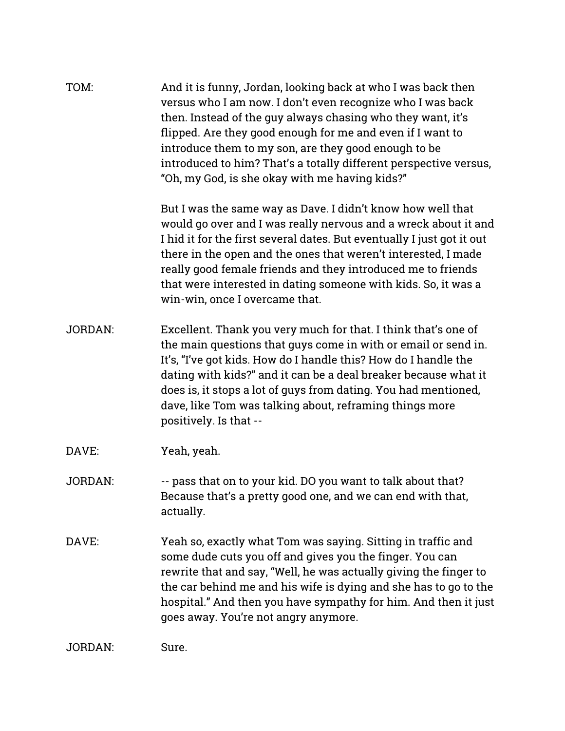TOM: And it is funny, Jordan, looking back at who I was back then versus who I am now. I don't even recognize who I was back then. Instead of the guy always chasing who they want, it's flipped. Are they good enough for me and even if I want to introduce them to my son, are they good enough to be introduced to him? That's a totally different perspective versus, "Oh, my God, is she okay with me having kids?"

But I was the same way as Dave. I didn't know how well that would go over and I was really nervous and a wreck about it and I hid it for the first several dates. But eventually I just got it out there in the open and the ones that weren't interested, I made really good female friends and they introduced me to friends that were interested in dating someone with kids. So, it was a win-win, once I overcame that.

JORDAN: Excellent. Thank you very much for that. I think that's one of the main questions that guys come in with or email or send in. It's, "I've got kids. How do I handle this? How do I handle the dating with kids?" and it can be a deal breaker because what it does is, it stops a lot of guys from dating. You had mentioned, dave, like Tom was talking about, reframing things more positively. Is that --

DAVE: Yeah, yeah.

JORDAN: -- pass that on to your kid. DO you want to talk about that? Because that's a pretty good one, and we can end with that, actually.

DAVE: Yeah so, exactly what Tom was saying. Sitting in traffic and some dude cuts you off and gives you the finger. You can rewrite that and say, "Well, he was actually giving the finger to the car behind me and his wife is dying and she has to go to the hospital." And then you have sympathy for him. And then it just goes away. You're not angry anymore.

JORDAN: Sure.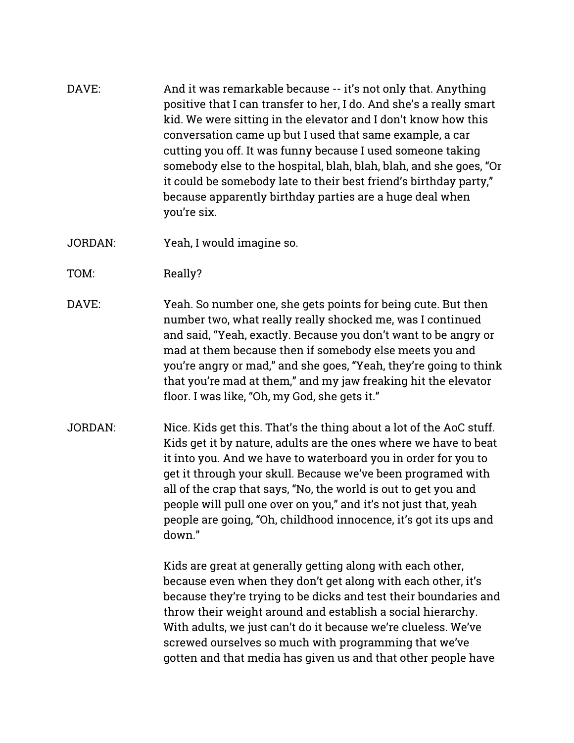DAVE: And it was remarkable because -- it's not only that. Anything positive that I can transfer to her, I do. And she's a really smart kid. We were sitting in the elevator and I don't know how this conversation came up but I used that same example, a car cutting you off. It was funny because I used someone taking somebody else to the hospital, blah, blah, blah, and she goes, "Or it could be somebody late to their best friend's birthday party," because apparently birthday parties are a huge deal when you're six.

JORDAN: Yeah, I would imagine so.

TOM: Really?

DAVE: Yeah. So number one, she gets points for being cute. But then number two, what really really shocked me, was I continued and said, "Yeah, exactly. Because you don't want to be angry or mad at them because then if somebody else meets you and you're angry or mad," and she goes, "Yeah, they're going to think that you're mad at them," and my jaw freaking hit the elevator floor. I was like, "Oh, my God, she gets it."

JORDAN: Nice. Kids get this. That's the thing about a lot of the AoC stuff. Kids get it by nature, adults are the ones where we have to beat it into you. And we have to waterboard you in order for you to get it through your skull. Because we've been programed with all of the crap that says, "No, the world is out to get you and people will pull one over on you," and it's not just that, yeah people are going, "Oh, childhood innocence, it's got its ups and down."

Kids are great at generally getting along with each other, because even when they don't get along with each other, it's because they're trying to be dicks and test their boundaries and throw their weight around and establish a social hierarchy. With adults, we just can't do it because we're clueless. We've screwed ourselves so much with programming that we've gotten and that media has given us and that other people have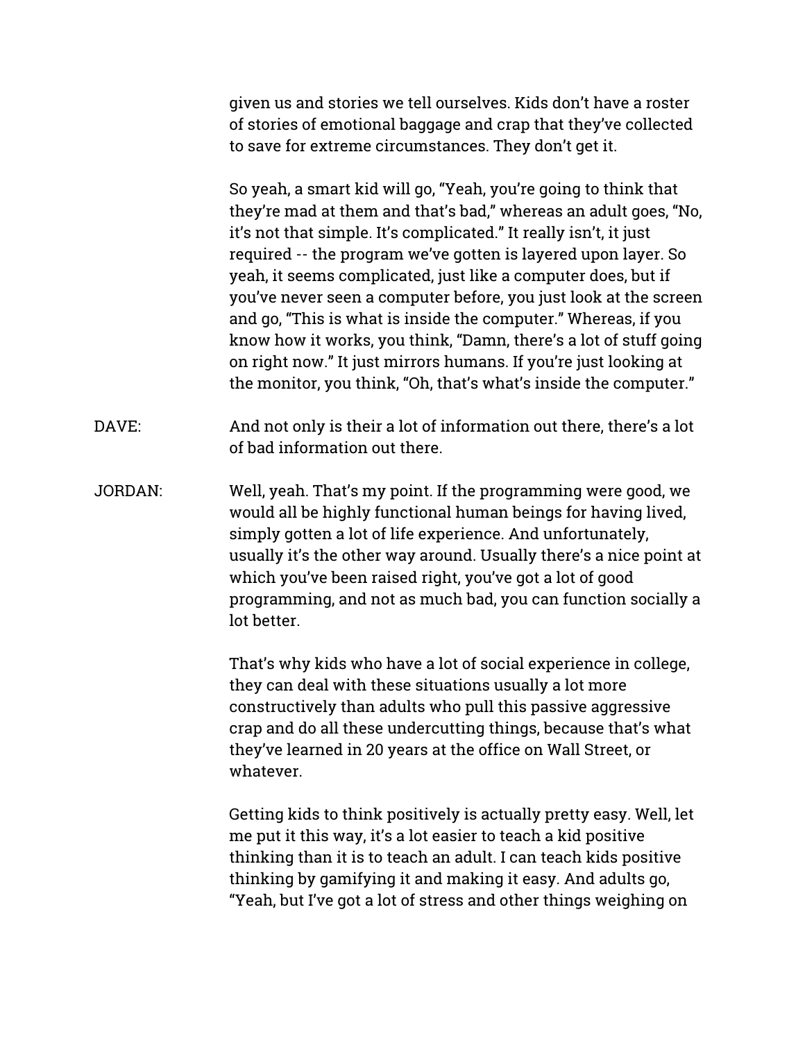given us and stories we tell ourselves. Kids don't have a roster of stories of emotional baggage and crap that they've collected to save for extreme circumstances. They don't get it.

So yeah, a smart kid will go, "Yeah, you're going to think that they're mad at them and that's bad," whereas an adult goes, "No, it's not that simple. It's complicated." It really isn't, it just required -- the program we've gotten is layered upon layer. So yeah, it seems complicated, just like a computer does, but if you've never seen a computer before, you just look at the screen and go, "This is what is inside the computer." Whereas, if you know how it works, you think, "Damn, there's a lot of stuff going on right now." It just mirrors humans. If you're just looking at the monitor, you think, "Oh, that's what's inside the computer."

DAVE: And not only is their a lot of information out there, there's a lot of bad information out there.

JORDAN: Well, yeah. That's my point. If the programming were good, we would all be highly functional human beings for having lived, simply gotten a lot of life experience. And unfortunately, usually it's the other way around. Usually there's a nice point at which you've been raised right, you've got a lot of good programming, and not as much bad, you can function socially a lot better.

That's why kids who have a lot of social experience in college, they can deal with these situations usually a lot more constructively than adults who pull this passive aggressive crap and do all these undercutting things, because that's what they've learned in 20 years at the office on Wall Street, or whatever.

Getting kids to think positively is actually pretty easy. Well, let me put it this way, it's a lot easier to teach a kid positive thinking than it is to teach an adult. I can teach kids positive thinking by gamifying it and making it easy. And adults go, "Yeah, but I've got a lot of stress and other things weighing on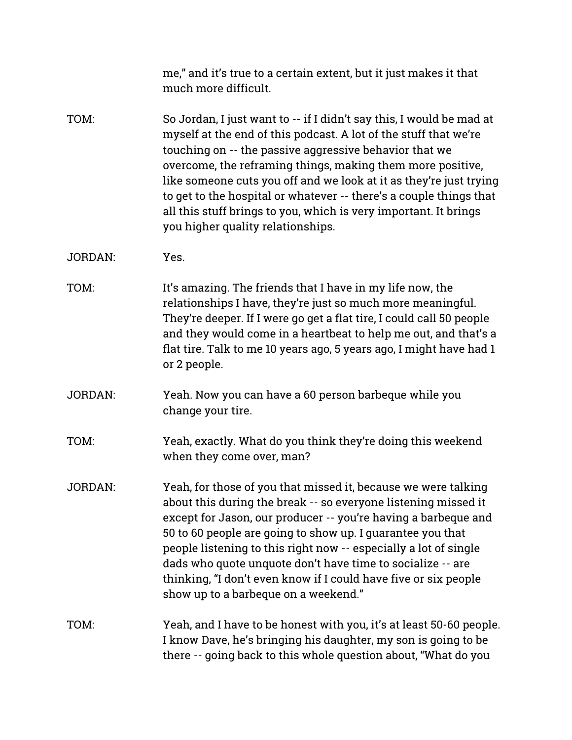me," and it's true to a certain extent, but it just makes it that much more difficult.

TOM: So Jordan, I just want to -- if I didn't say this, I would be mad at myself at the end of this podcast. A lot of the stuff that we're touching on -- the passive aggressive behavior that we overcome, the reframing things, making them more positive, like someone cuts you off and we look at it as they're just trying to get to the hospital or whatever -- there's a couple things that all this stuff brings to you, which is very important. It brings you higher quality relationships.

JORDAN: Yes.

TOM: It's amazing. The friends that I have in my life now, the relationships I have, they're just so much more meaningful. They're deeper. If I were go get a flat tire, I could call 50 people and they would come in a heartbeat to help me out, and that's a flat tire. Talk to me 10 years ago, 5 years ago, I might have had 1 or 2 people.

JORDAN: Yeah. Now you can have a 60 person barbeque while you change your tire.

TOM: Yeah, exactly. What do you think they're doing this weekend when they come over, man?

JORDAN: Yeah, for those of you that missed it, because we were talking about this during the break -- so everyone listening missed it except for Jason, our producer -- you're having a barbeque and 50 to 60 people are going to show up. I guarantee you that people listening to this right now -- especially a lot of single dads who quote unquote don't have time to socialize -- are thinking, "I don't even know if I could have five or six people show up to a barbeque on a weekend."

TOM: Yeah, and I have to be honest with you, it's at least 50-60 people. I know Dave, he's bringing his daughter, my son is going to be there -- going back to this whole question about, "What do you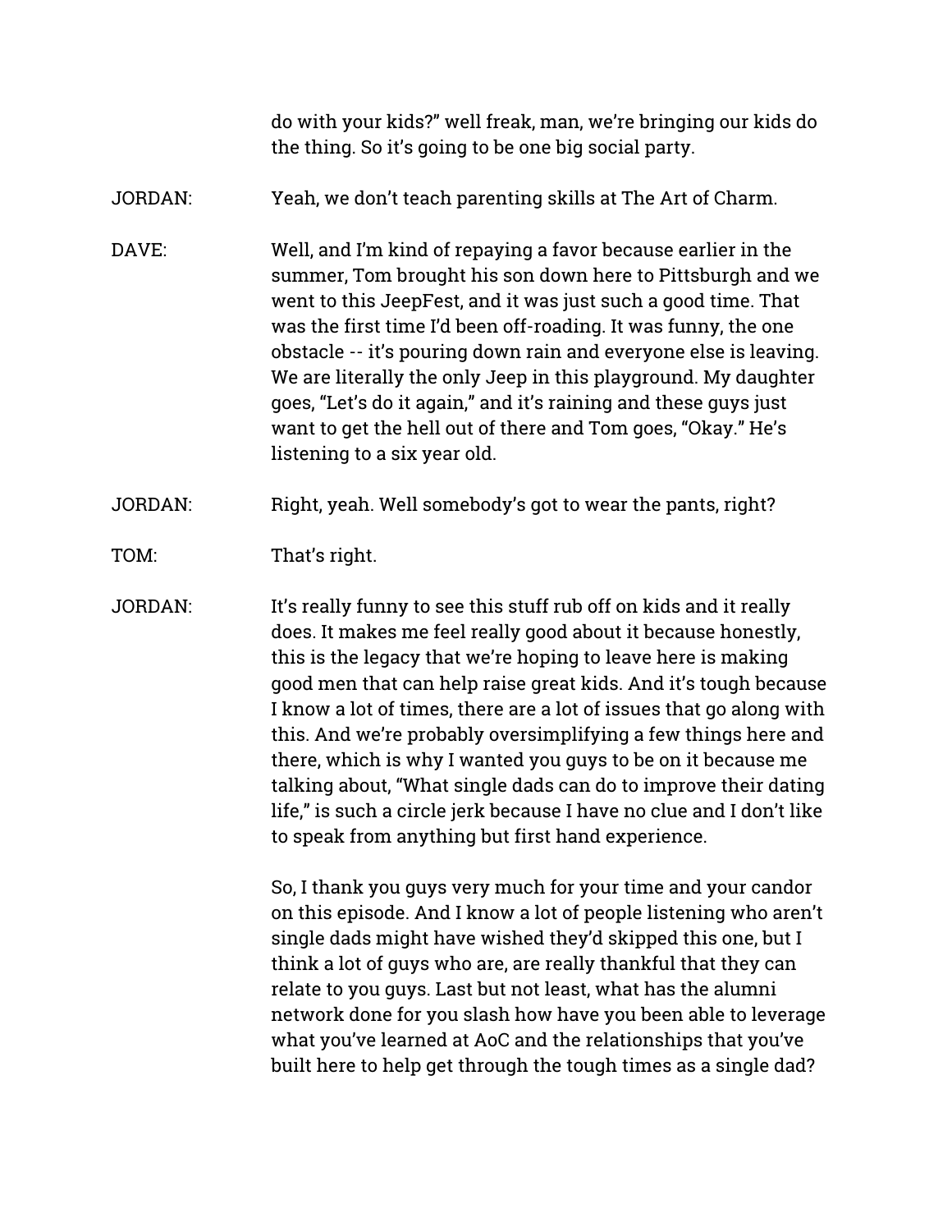do with your kids?" well freak, man, we're bringing our kids do the thing. So it's going to be one big social party.

JORDAN: Yeah, we don't teach parenting skills at The Art of Charm.

DAVE: Well, and I'm kind of repaying a favor because earlier in the summer, Tom brought his son down here to Pittsburgh and we went to this JeepFest, and it was just such a good time. That was the first time I'd been off-roading. It was funny, the one obstacle -- it's pouring down rain and everyone else is leaving. We are literally the only Jeep in this playground. My daughter goes, "Let's do it again," and it's raining and these guys just want to get the hell out of there and Tom goes, "Okay." He's listening to a six year old.

JORDAN: Right, yeah. Well somebody's got to wear the pants, right?

TOM: That's right.

JORDAN: It's really funny to see this stuff rub off on kids and it really does. It makes me feel really good about it because honestly, this is the legacy that we're hoping to leave here is making good men that can help raise great kids. And it's tough because I know a lot of times, there are a lot of issues that go along with this. And we're probably oversimplifying a few things here and there, which is why I wanted you guys to be on it because me talking about, "What single dads can do to improve their dating life," is such a circle jerk because I have no clue and I don't like to speak from anything but first hand experience.

So, I thank you guys very much for your time and your candor on this episode. And I know a lot of people listening who aren't single dads might have wished they'd skipped this one, but I think a lot of guys who are, are really thankful that they can relate to you guys. Last but not least, what has the alumni network done for you slash how have you been able to leverage what you've learned at AoC and the relationships that you've built here to help get through the tough times as a single dad?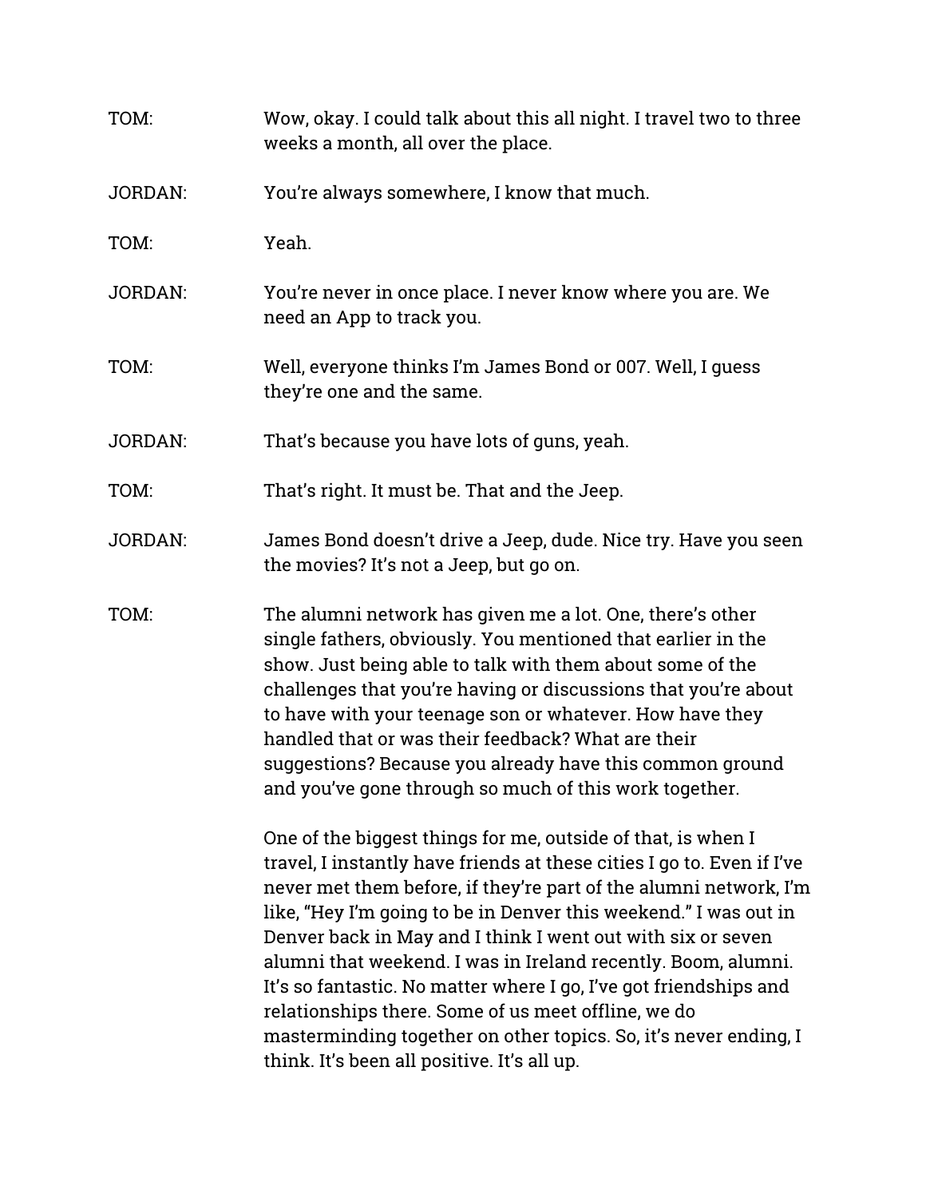TOM: Wow, okay. I could talk about this all night. I travel two to three weeks a month, all over the place.

JORDAN: You're always somewhere, I know that much.

TOM: Yeah.

JORDAN: You're never in once place. I never know where you are. We need an App to track you.

TOM: Well, everyone thinks I'm James Bond or 007. Well, I guess they're one and the same.

JORDAN: That's because you have lots of guns, yeah.

TOM: That's right. It must be. That and the Jeep.

JORDAN: James Bond doesn't drive a Jeep, dude. Nice try. Have you seen the movies? It's not a Jeep, but go on.

TOM: The alumni network has given me a lot. One, there's other single fathers, obviously. You mentioned that earlier in the show. Just being able to talk with them about some of the challenges that you're having or discussions that you're about to have with your teenage son or whatever. How have they handled that or was their feedback? What are their suggestions? Because you already have this common ground and you've gone through so much of this work together.

One of the biggest things for me, outside of that, is when I travel, I instantly have friends at these cities I go to. Even if I've never met them before, if they're part of the alumni network, I'm like, "Hey I'm going to be in Denver this weekend." I was out in Denver back in May and I think I went out with six or seven alumni that weekend. I was in Ireland recently. Boom, alumni. It's so fantastic. No matter where I go, I've got friendships and relationships there. Some of us meet offline, we do masterminding together on other topics. So, it's never ending, I think. It's been all positive. It's all up.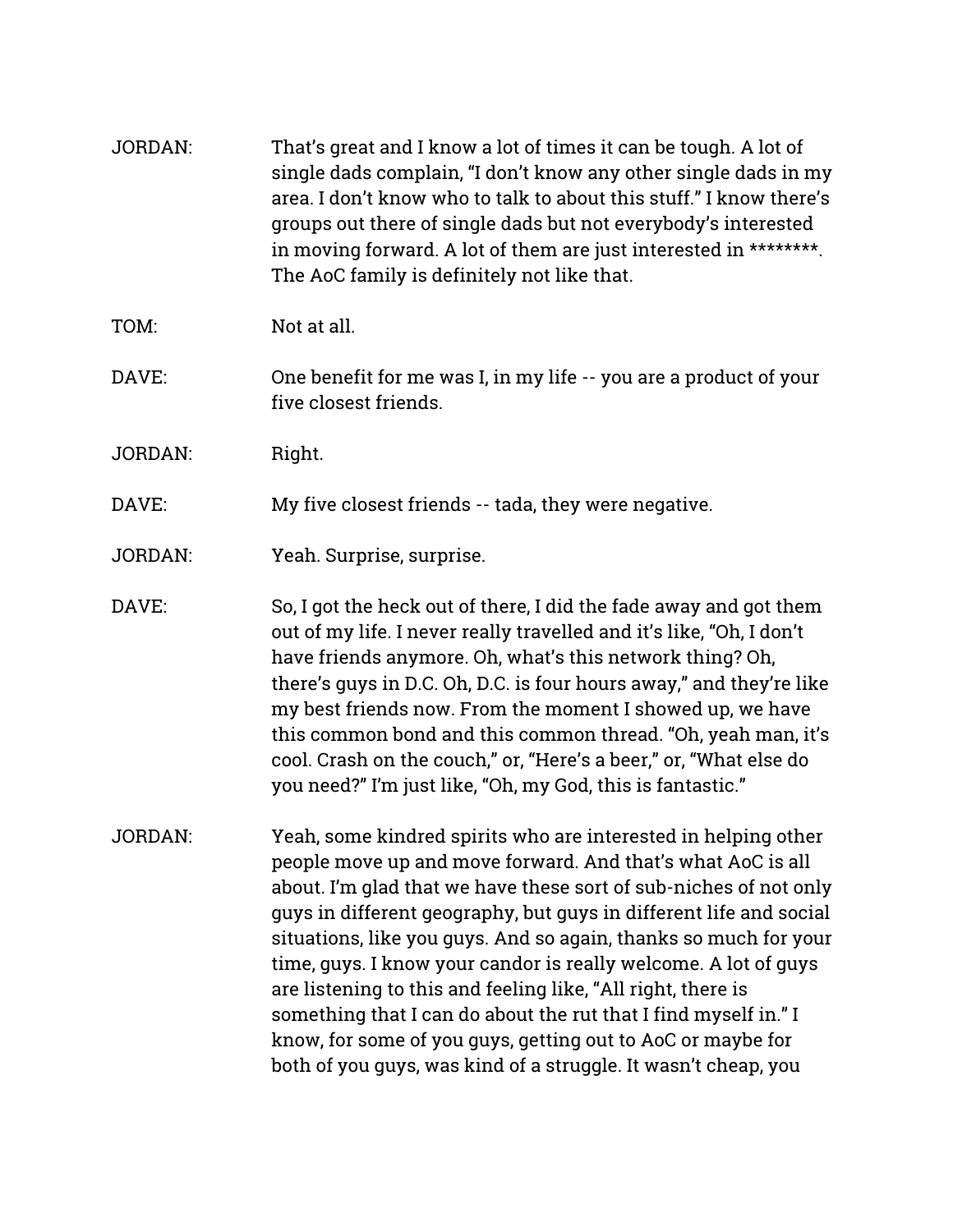JORDAN: That's great and I know a lot of times it can be tough. A lot of single dads complain, "I don't know any other single dads in my area. I don't know who to talk to about this stuff." I know there's groups out there of single dads but not everybody's interested in moving forward. A lot of them are just interested in ********. The AoC family is definitely not like that.

TOM: Not at all.

DAVE: One benefit for me was I, in my life -- you are a product of your five closest friends.

JORDAN: Right.

DAVE: My five closest friends -- tada, they were negative.

JORDAN: Yeah. Surprise, surprise.

DAVE: So, I got the heck out of there, I did the fade away and got them out of my life. I never really travelled and it's like, "Oh, I don't have friends anymore. Oh, what's this network thing? Oh, there's guys in D.C. Oh, D.C. is four hours away," and they're like my best friends now. From the moment I showed up, we have this common bond and this common thread. "Oh, yeah man, it's cool. Crash on the couch," or, "Here's a beer," or, "What else do you need?" I'm just like, "Oh, my God, this is fantastic."

JORDAN: Yeah, some kindred spirits who are interested in helping other people move up and move forward. And that's what AoC is all about. I'm glad that we have these sort of sub-niches of not only guys in different geography, but guys in different life and social situations, like you guys. And so again, thanks so much for your time, guys. I know your candor is really welcome. A lot of guys are listening to this and feeling like, "All right, there is something that I can do about the rut that I find myself in." I know, for some of you guys, getting out to AoC or maybe for both of you guys, was kind of a struggle. It wasn't cheap, you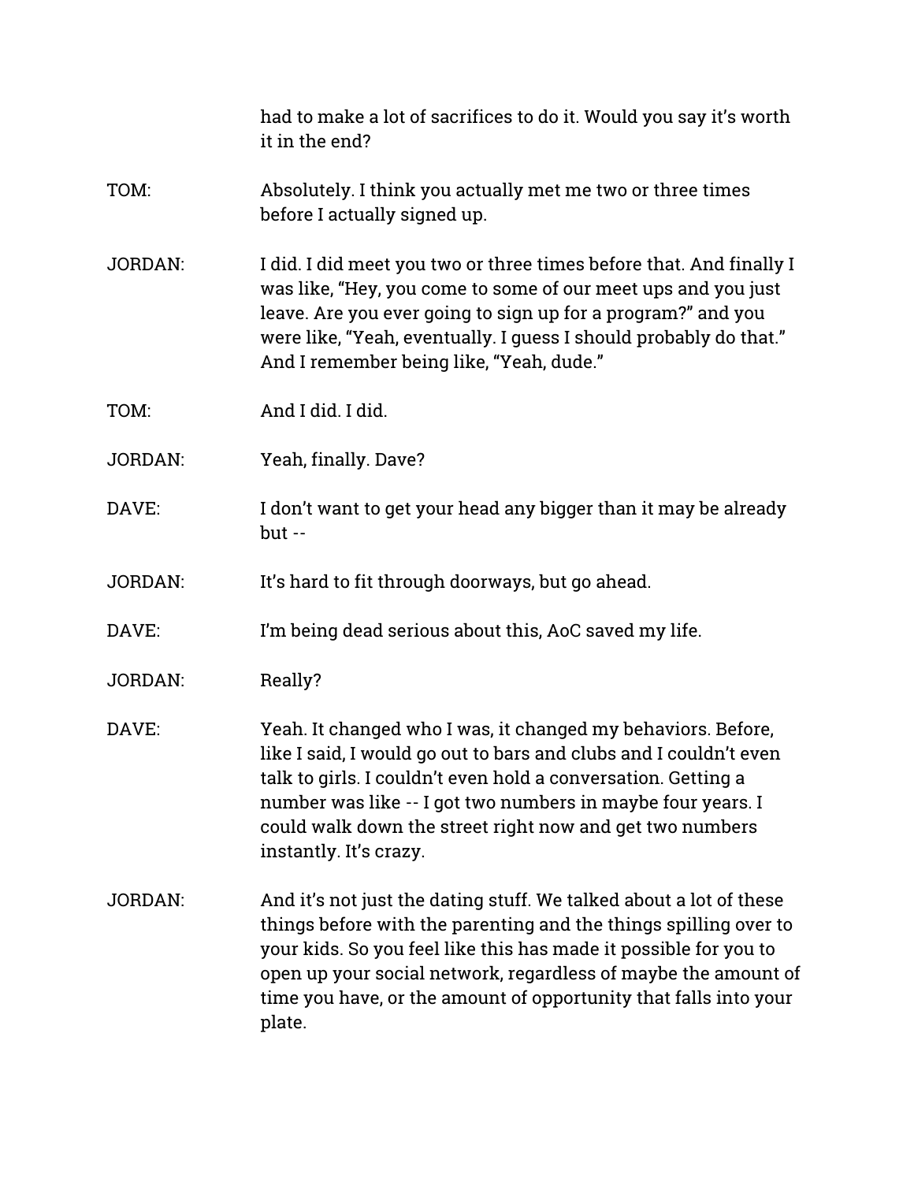had to make a lot of sacrifices to do it. Would you say it's worth it in the end?

TOM: Absolutely. I think you actually met me two or three times before I actually signed up.

JORDAN: I did. I did meet you two or three times before that. And finally I was like, "Hey, you come to some of our meet ups and you just leave. Are you ever going to sign up for a program?" and you were like, "Yeah, eventually. I guess I should probably do that." And I remember being like, "Yeah, dude."

TOM: And I did. I did.

JORDAN: Yeah, finally. Dave?

DAVE: I don't want to get your head any bigger than it may be already but --

JORDAN: It's hard to fit through doorways, but go ahead.

DAVE: I'm being dead serious about this, AoC saved my life.

JORDAN: Really?

DAVE: Yeah. It changed who I was, it changed my behaviors. Before, like I said, I would go out to bars and clubs and I couldn't even talk to girls. I couldn't even hold a conversation. Getting a number was like -- I got two numbers in maybe four years. I could walk down the street right now and get two numbers instantly. It's crazy.

JORDAN: And it's not just the dating stuff. We talked about a lot of these things before with the parenting and the things spilling over to your kids. So you feel like this has made it possible for you to open up your social network, regardless of maybe the amount of time you have, or the amount of opportunity that falls into your plate.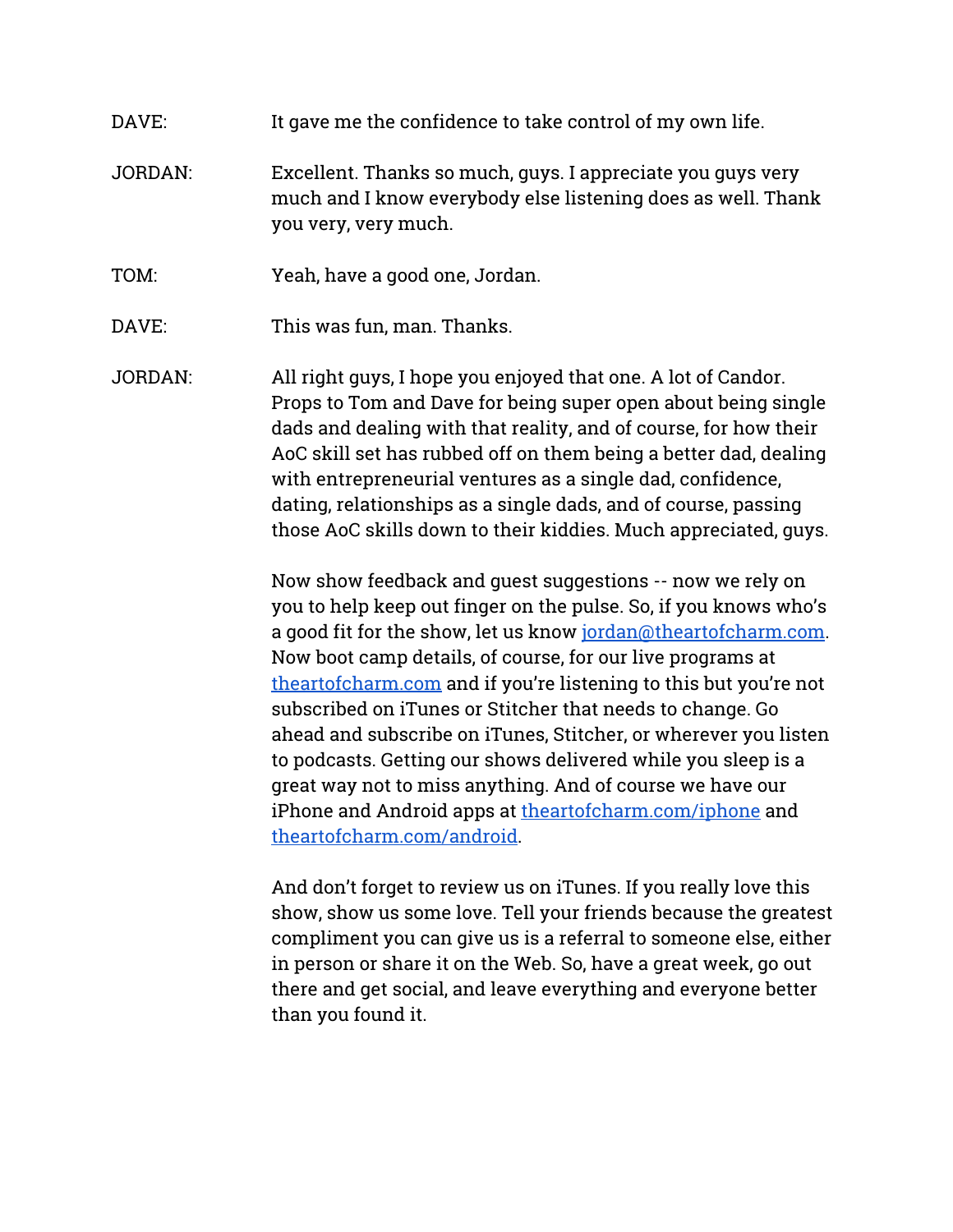DAVE: It gave me the confidence to take control of my own life.

JORDAN: Excellent. Thanks so much, guys. I appreciate you guys very much and I know everybody else listening does as well. Thank you very, very much.

TOM: Yeah, have a good one, Jordan.

DAVE: This was fun, man. Thanks.

JORDAN: All right guys, I hope you enjoyed that one. A lot of Candor. Props to Tom and Dave for being super open about being single dads and dealing with that reality, and of course, for how their AoC skill set has rubbed off on them being a better dad, dealing with entrepreneurial ventures as a single dad, confidence, dating, relationships as a single dads, and of course, passing those AoC skills down to their kiddies. Much appreciated, guys.

Now show feedback and guest suggestions -- now we rely on you to help keep out finger on the pulse. So, if you knows who's a good fit for the show, let us know jordan@theartofcharm.com. Now boot camp details, of course, for our live programs at theartofcharm.com and if you're listening to this but you're not subscribed on iTunes or Stitcher that needs to change. Go ahead and subscribe on iTunes, Stitcher, or wherever you listen to podcasts. Getting our shows delivered while you sleep is a great way not to miss anything. And of course we have our iPhone and Android apps at theartofcharm.com/iphone and theartofcharm.com/android.

And don't forget to review us on iTunes. If you really love this show, show us some love. Tell your friends because the greatest compliment you can give us is a referral to someone else, either in person or share it on the Web. So, have a great week, go out there and get social, and leave everything and everyone better than you found it.